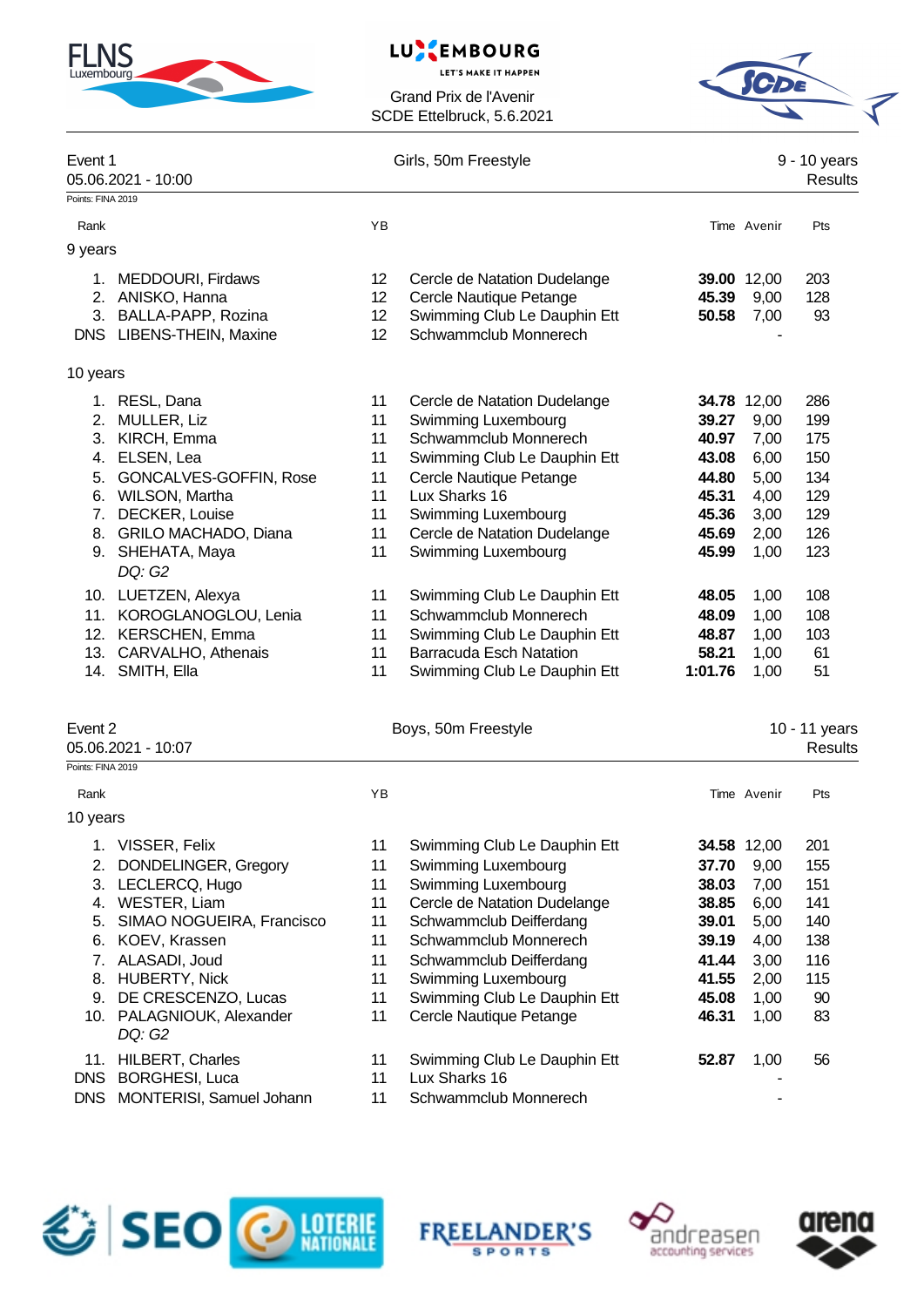Grand Prix de l'Avenir
SCDE Ettelbruck, 5.6.2021

## Event 1 — Girls, 50m Freestyle — 9 - 10 years

05.06.2021 - 10:00 — Results

Points: FINA 2019

| Rank | Name | YB | Club | Time | Avenir | Pts |
|---|---|---|---|---|---|---|
| **9 years** | | | | | | |
| 1. | MEDDOURI, Firdaws | 12 | Cercle de Natation Dudelange | **39.00** | 12,00 | 203 |
| 2. | ANISKO, Hanna | 12 | Cercle Nautique Petange | **45.39** | 9,00 | 128 |
| 3. | BALLA-PAPP, Rozina | 12 | Swimming Club Le Dauphin Ett | **50.58** | 7,00 | 93 |
| DNS | LIBENS-THEIN, Maxine | 12 | Schwammclub Monnerech | | - | |
| **10 years** | | | | | | |
| 1. | RESL, Dana | 11 | Cercle de Natation Dudelange | **34.78** | 12,00 | 286 |
| 2. | MULLER, Liz | 11 | Swimming Luxembourg | **39.27** | 9,00 | 199 |
| 3. | KIRCH, Emma | 11 | Schwammclub Monnerech | **40.97** | 7,00 | 175 |
| 4. | ELSEN, Lea | 11 | Swimming Club Le Dauphin Ett | **43.08** | 6,00 | 150 |
| 5. | GONCALVES-GOFFIN, Rose | 11 | Cercle Nautique Petange | **44.80** | 5,00 | 134 |
| 6. | WILSON, Martha | 11 | Lux Sharks 16 | **45.31** | 4,00 | 129 |
| 7. | DECKER, Louise | 11 | Swimming Luxembourg | **45.36** | 3,00 | 129 |
| 8. | GRILO MACHADO, Diana | 11 | Cercle de Natation Dudelange | **45.69** | 2,00 | 126 |
| 9. | SHEHATA, Maya *DQ: G2* | 11 | Swimming Luxembourg | **45.99** | 1,00 | 123 |
| 10. | LUETZEN, Alexya | 11 | Swimming Club Le Dauphin Ett | **48.05** | 1,00 | 108 |
| 11. | KOROGLANOGLOU, Lenia | 11 | Schwammclub Monnerech | **48.09** | 1,00 | 108 |
| 12. | KERSCHEN, Emma | 11 | Swimming Club Le Dauphin Ett | **48.87** | 1,00 | 103 |
| 13. | CARVALHO, Athenais | 11 | Barracuda Esch Natation | **58.21** | 1,00 | 61 |
| 14. | SMITH, Ella | 11 | Swimming Club Le Dauphin Ett | **1:01.76** | 1,00 | 51 |

## Event 2 — Boys, 50m Freestyle — 10 - 11 years

05.06.2021 - 10:07 — Results

Points: FINA 2019

| Rank | Name | YB | Club | Time | Avenir | Pts |
|---|---|---|---|---|---|---|
| **10 years** | | | | | | |
| 1. | VISSER, Felix | 11 | Swimming Club Le Dauphin Ett | **34.58** | 12,00 | 201 |
| 2. | DONDELINGER, Gregory | 11 | Swimming Luxembourg | **37.70** | 9,00 | 155 |
| 3. | LECLERCQ, Hugo | 11 | Swimming Luxembourg | **38.03** | 7,00 | 151 |
| 4. | WESTER, Liam | 11 | Cercle de Natation Dudelange | **38.85** | 6,00 | 141 |
| 5. | SIMAO NOGUEIRA, Francisco | 11 | Schwammclub Deifferdang | **39.01** | 5,00 | 140 |
| 6. | KOEV, Krassen | 11 | Schwammclub Monnerech | **39.19** | 4,00 | 138 |
| 7. | ALASADI, Joud | 11 | Schwammclub Deifferdang | **41.44** | 3,00 | 116 |
| 8. | HUBERTY, Nick | 11 | Swimming Luxembourg | **41.55** | 2,00 | 115 |
| 9. | DE CRESCENZO, Lucas | 11 | Swimming Club Le Dauphin Ett | **45.08** | 1,00 | 90 |
| 10. | PALAGNIOUK, Alexander *DQ: G2* | 11 | Cercle Nautique Petange | **46.31** | 1,00 | 83 |
| 11. | HILBERT, Charles | 11 | Swimming Club Le Dauphin Ett | **52.87** | 1,00 | 56 |
| DNS | BORGHESI, Luca | 11 | Lux Sharks 16 | | - | |
| DNS | MONTERISI, Samuel Johann | 11 | Schwammclub Monnerech | | - | |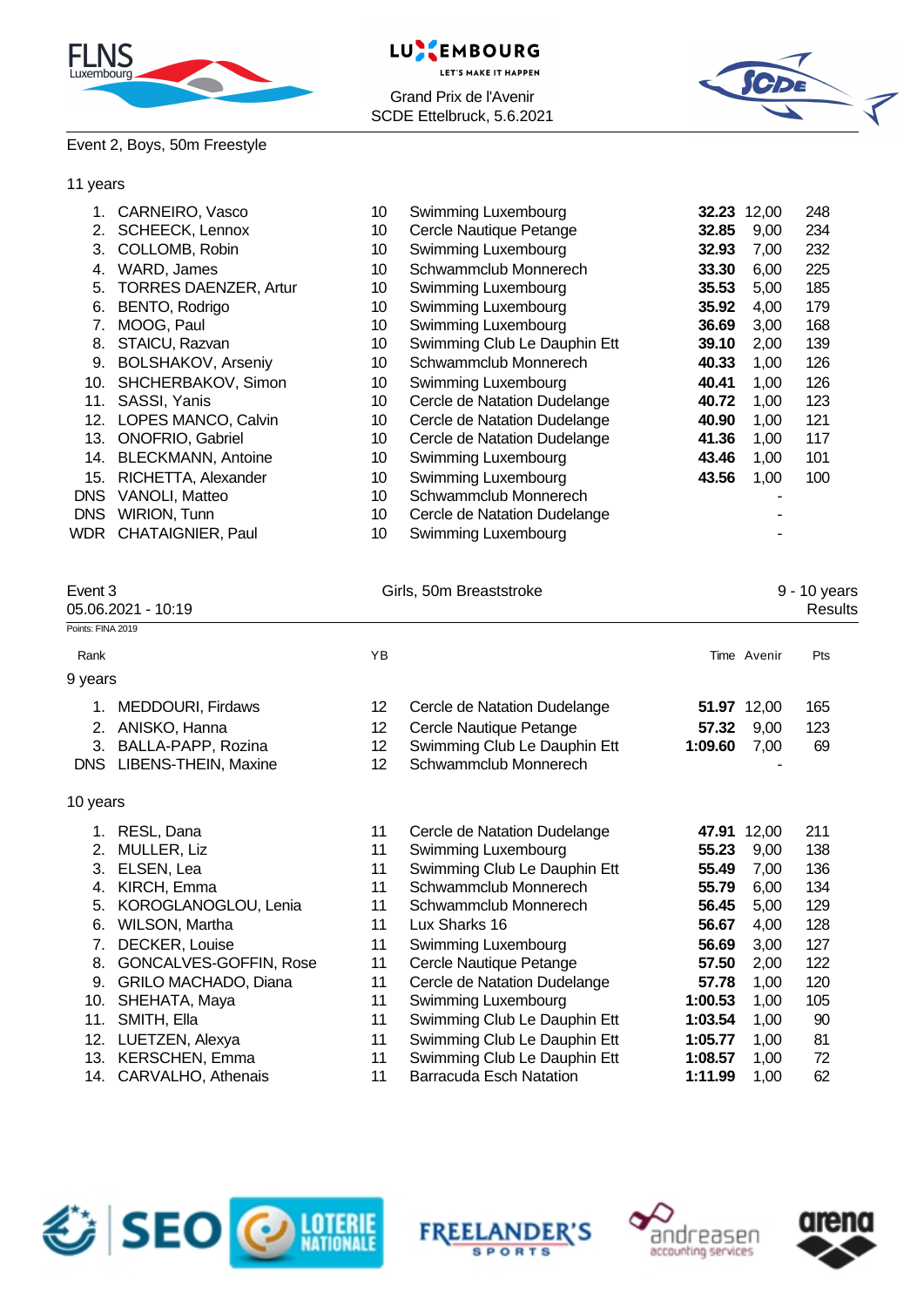Event 2, Boys, 50m Freestyle

11 years

| Rank | Name | YB | Club | Time | Avenir | Pts |
|---|---|---|---|---|---|---|
| 1. | CARNEIRO, Vasco | 10 | Swimming Luxembourg | **32.23** | 12,00 | 248 |
| 2. | SCHEECK, Lennox | 10 | Cercle Nautique Petange | **32.85** | 9,00 | 234 |
| 3. | COLLOMB, Robin | 10 | Swimming Luxembourg | **32.93** | 7,00 | 232 |
| 4. | WARD, James | 10 | Schwammclub Monnerech | **33.30** | 6,00 | 225 |
| 5. | TORRES DAENZER, Artur | 10 | Swimming Luxembourg | **35.53** | 5,00 | 185 |
| 6. | BENTO, Rodrigo | 10 | Swimming Luxembourg | **35.92** | 4,00 | 179 |
| 7. | MOOG, Paul | 10 | Swimming Luxembourg | **36.69** | 3,00 | 168 |
| 8. | STAICU, Razvan | 10 | Swimming Club Le Dauphin Ett | **39.10** | 2,00 | 139 |
| 9. | BOLSHAKOV, Arseniy | 10 | Schwammclub Monnerech | **40.33** | 1,00 | 126 |
| 10. | SHCHERBAKOV, Simon | 10 | Swimming Luxembourg | **40.41** | 1,00 | 126 |
| 11. | SASSI, Yanis | 10 | Cercle de Natation Dudelange | **40.72** | 1,00 | 123 |
| 12. | LOPES MANCO, Calvin | 10 | Cercle de Natation Dudelange | **40.90** | 1,00 | 121 |
| 13. | ONOFRIO, Gabriel | 10 | Cercle de Natation Dudelange | **41.36** | 1,00 | 117 |
| 14. | BLECKMANN, Antoine | 10 | Swimming Luxembourg | **43.46** | 1,00 | 101 |
| 15. | RICHETTA, Alexander | 10 | Swimming Luxembourg | **43.56** | 1,00 | 100 |
| DNS | VANOLI, Matteo | 10 | Schwammclub Monnerech | | - | |
| DNS | WIRION, Tunn | 10 | Cercle de Natation Dudelange | | - | |
| WDR | CHATAIGNIER, Paul | 10 | Swimming Luxembourg | | - | |

Event 3 — Girls, 50m Breaststroke — 9 - 10 years

05.06.2021 - 10:19 — Results

Points: FINA 2019

9 years

| Rank | Name | YB | Club | Time | Avenir | Pts |
|---|---|---|---|---|---|---|
| 1. | MEDDOURI, Firdaws | 12 | Cercle de Natation Dudelange | **51.97** | 12,00 | 165 |
| 2. | ANISKO, Hanna | 12 | Cercle Nautique Petange | **57.32** | 9,00 | 123 |
| 3. | BALLA-PAPP, Rozina | 12 | Swimming Club Le Dauphin Ett | **1:09.60** | 7,00 | 69 |
| DNS | LIBENS-THEIN, Maxine | 12 | Schwammclub Monnerech | | - | |

10 years

| Rank | Name | YB | Club | Time | Avenir | Pts |
|---|---|---|---|---|---|---|
| 1. | RESL, Dana | 11 | Cercle de Natation Dudelange | **47.91** | 12,00 | 211 |
| 2. | MULLER, Liz | 11 | Swimming Luxembourg | **55.23** | 9,00 | 138 |
| 3. | ELSEN, Lea | 11 | Swimming Club Le Dauphin Ett | **55.49** | 7,00 | 136 |
| 4. | KIRCH, Emma | 11 | Schwammclub Monnerech | **55.79** | 6,00 | 134 |
| 5. | KOROGLANOGLOU, Lenia | 11 | Schwammclub Monnerech | **56.45** | 5,00 | 129 |
| 6. | WILSON, Martha | 11 | Lux Sharks 16 | **56.67** | 4,00 | 128 |
| 7. | DECKER, Louise | 11 | Swimming Luxembourg | **56.69** | 3,00 | 127 |
| 8. | GONCALVES-GOFFIN, Rose | 11 | Cercle Nautique Petange | **57.50** | 2,00 | 122 |
| 9. | GRILO MACHADO, Diana | 11 | Cercle de Natation Dudelange | **57.78** | 1,00 | 120 |
| 10. | SHEHATA, Maya | 11 | Swimming Luxembourg | **1:00.53** | 1,00 | 105 |
| 11. | SMITH, Ella | 11 | Swimming Club Le Dauphin Ett | **1:03.54** | 1,00 | 90 |
| 12. | LUETZEN, Alexya | 11 | Swimming Club Le Dauphin Ett | **1:05.77** | 1,00 | 81 |
| 13. | KERSCHEN, Emma | 11 | Swimming Club Le Dauphin Ett | **1:08.57** | 1,00 | 72 |
| 14. | CARVALHO, Athenais | 11 | Barracuda Esch Natation | **1:11.99** | 1,00 | 62 |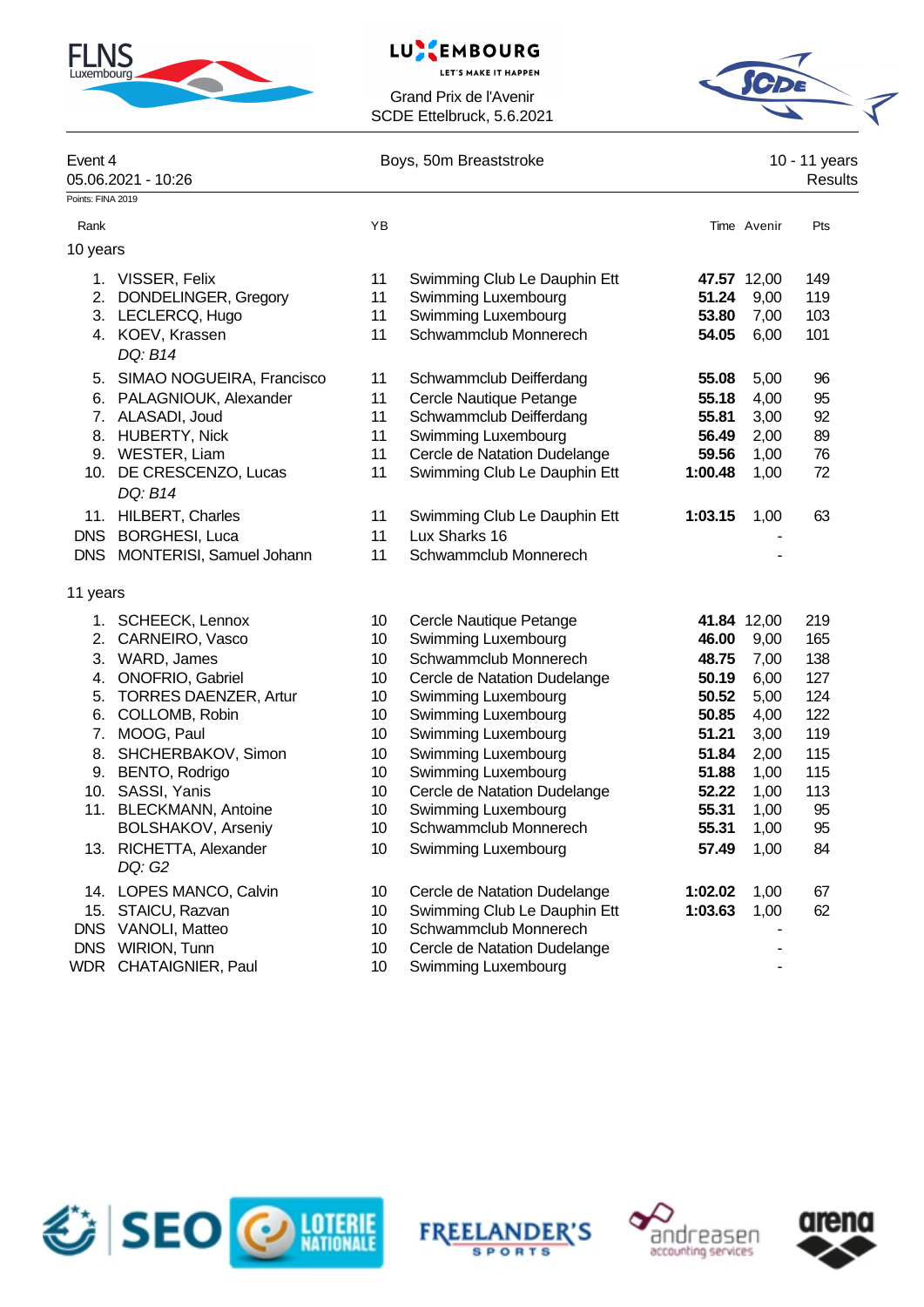Grand Prix de l'Avenir
SCDE Ettelbruck, 5.6.2021

Event 4 — Boys, 50m Breaststroke — 10 - 11 years

05.06.2021 - 10:26 — Results

Points: FINA 2019

| Rank | | YB | | Time | Avenir | Pts |
|---|---|---|---|---|---|---|
| **10 years** | | | | | | |
| 1. | VISSER, Felix | 11 | Swimming Club Le Dauphin Ett | **47.57** | 12,00 | 149 |
| 2. | DONDELINGER, Gregory | 11 | Swimming Luxembourg | **51.24** | 9,00 | 119 |
| 3. | LECLERCQ, Hugo | 11 | Swimming Luxembourg | **53.80** | 7,00 | 103 |
| 4. | KOEV, Krassen | 11 | Schwammclub Monnerech | **54.05** | 6,00 | 101 |
| | *DQ: B14* | | | | | |
| 5. | SIMAO NOGUEIRA, Francisco | 11 | Schwammclub Deifferdang | **55.08** | 5,00 | 96 |
| 6. | PALAGNIOUK, Alexander | 11 | Cercle Nautique Petange | **55.18** | 4,00 | 95 |
| 7. | ALASADI, Joud | 11 | Schwammclub Deifferdang | **55.81** | 3,00 | 92 |
| 8. | HUBERTY, Nick | 11 | Swimming Luxembourg | **56.49** | 2,00 | 89 |
| 9. | WESTER, Liam | 11 | Cercle de Natation Dudelange | **59.56** | 1,00 | 76 |
| 10. | DE CRESCENZO, Lucas | 11 | Swimming Club Le Dauphin Ett | **1:00.48** | 1,00 | 72 |
| | *DQ: B14* | | | | | |
| 11. | HILBERT, Charles | 11 | Swimming Club Le Dauphin Ett | **1:03.15** | 1,00 | 63 |
| DNS | BORGHESI, Luca | 11 | Lux Sharks 16 | | - | |
| DNS | MONTERISI, Samuel Johann | 11 | Schwammclub Monnerech | | - | |
| **11 years** | | | | | | |
| 1. | SCHEECK, Lennox | 10 | Cercle Nautique Petange | **41.84** | 12,00 | 219 |
| 2. | CARNEIRO, Vasco | 10 | Swimming Luxembourg | **46.00** | 9,00 | 165 |
| 3. | WARD, James | 10 | Schwammclub Monnerech | **48.75** | 7,00 | 138 |
| 4. | ONOFRIO, Gabriel | 10 | Cercle de Natation Dudelange | **50.19** | 6,00 | 127 |
| 5. | TORRES DAENZER, Artur | 10 | Swimming Luxembourg | **50.52** | 5,00 | 124 |
| 6. | COLLOMB, Robin | 10 | Swimming Luxembourg | **50.85** | 4,00 | 122 |
| 7. | MOOG, Paul | 10 | Swimming Luxembourg | **51.21** | 3,00 | 119 |
| 8. | SHCHERBAKOV, Simon | 10 | Swimming Luxembourg | **51.84** | 2,00 | 115 |
| 9. | BENTO, Rodrigo | 10 | Swimming Luxembourg | **51.88** | 1,00 | 115 |
| 10. | SASSI, Yanis | 10 | Cercle de Natation Dudelange | **52.22** | 1,00 | 113 |
| 11. | BLECKMANN, Antoine | 10 | Swimming Luxembourg | **55.31** | 1,00 | 95 |
| | BOLSHAKOV, Arseniy | 10 | Schwammclub Monnerech | **55.31** | 1,00 | 95 |
| 13. | RICHETTA, Alexander | 10 | Swimming Luxembourg | **57.49** | 1,00 | 84 |
| | *DQ: G2* | | | | | |
| 14. | LOPES MANCO, Calvin | 10 | Cercle de Natation Dudelange | **1:02.02** | 1,00 | 67 |
| 15. | STAICU, Razvan | 10 | Swimming Club Le Dauphin Ett | **1:03.63** | 1,00 | 62 |
| DNS | VANOLI, Matteo | 10 | Schwammclub Monnerech | | - | |
| DNS | WIRION, Tunn | 10 | Cercle de Natation Dudelange | | - | |
| WDR | CHATAIGNIER, Paul | 10 | Swimming Luxembourg | | - | |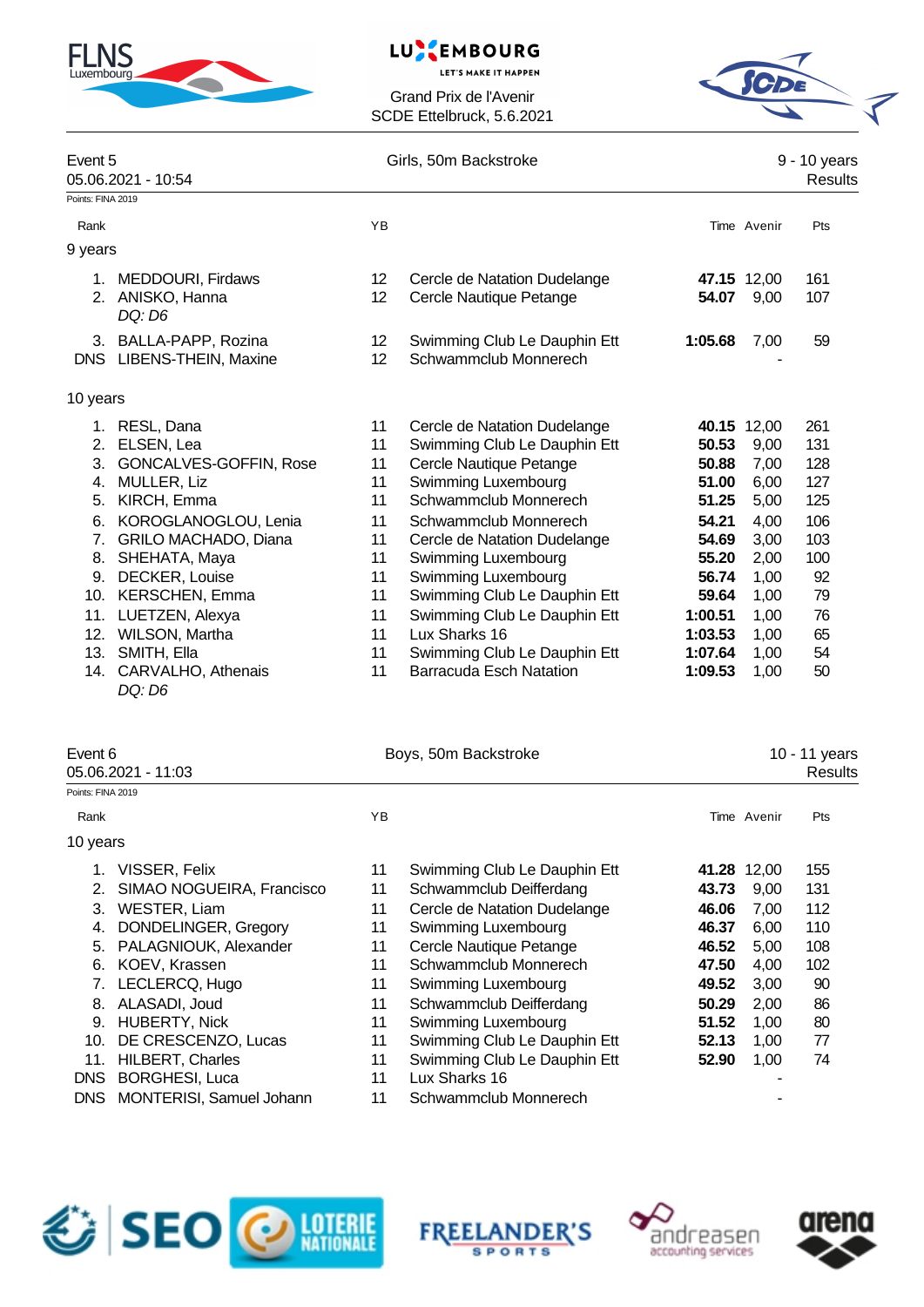Grand Prix de l'Avenir
SCDE Ettelbruck, 5.6.2021

## Event 5 — Girls, 50m Backstroke — 9 - 10 years

05.06.2021 - 10:54 — Results

Points: FINA 2019

| Rank | Name | YB | Club | Time | Avenir | Pts |
|---|---|---|---|---|---|---|
| **9 years** | | | | | | |
| 1. | MEDDOURI, Firdaws | 12 | Cercle de Natation Dudelange | **47.15** | 12,00 | 161 |
| 2. | ANISKO, Hanna | 12 | Cercle Nautique Petange | **54.07** | 9,00 | 107 |
| | *DQ: D6* | | | | | |
| 3. | BALLA-PAPP, Rozina | 12 | Swimming Club Le Dauphin Ett | **1:05.68** | 7,00 | 59 |
| DNS | LIBENS-THEIN, Maxine | 12 | Schwammclub Monnerech | | - | |
| **10 years** | | | | | | |
| 1. | RESL, Dana | 11 | Cercle de Natation Dudelange | **40.15** | 12,00 | 261 |
| 2. | ELSEN, Lea | 11 | Swimming Club Le Dauphin Ett | **50.53** | 9,00 | 131 |
| 3. | GONCALVES-GOFFIN, Rose | 11 | Cercle Nautique Petange | **50.88** | 7,00 | 128 |
| 4. | MULLER, Liz | 11 | Swimming Luxembourg | **51.00** | 6,00 | 127 |
| 5. | KIRCH, Emma | 11 | Schwammclub Monnerech | **51.25** | 5,00 | 125 |
| 6. | KOROGLANOGLOU, Lenia | 11 | Schwammclub Monnerech | **54.21** | 4,00 | 106 |
| 7. | GRILO MACHADO, Diana | 11 | Cercle de Natation Dudelange | **54.69** | 3,00 | 103 |
| 8. | SHEHATA, Maya | 11 | Swimming Luxembourg | **55.20** | 2,00 | 100 |
| 9. | DECKER, Louise | 11 | Swimming Luxembourg | **56.74** | 1,00 | 92 |
| 10. | KERSCHEN, Emma | 11 | Swimming Club Le Dauphin Ett | **59.64** | 1,00 | 79 |
| 11. | LUETZEN, Alexya | 11 | Swimming Club Le Dauphin Ett | **1:00.51** | 1,00 | 76 |
| 12. | WILSON, Martha | 11 | Lux Sharks 16 | **1:03.53** | 1,00 | 65 |
| 13. | SMITH, Ella | 11 | Swimming Club Le Dauphin Ett | **1:07.64** | 1,00 | 54 |
| 14. | CARVALHO, Athenais | 11 | Barracuda Esch Natation | **1:09.53** | 1,00 | 50 |
| | *DQ: D6* | | | | | |

## Event 6 — Boys, 50m Backstroke — 10 - 11 years

05.06.2021 - 11:03 — Results

Points: FINA 2019

| Rank | Name | YB | Club | Time | Avenir | Pts |
|---|---|---|---|---|---|---|
| **10 years** | | | | | | |
| 1. | VISSER, Felix | 11 | Swimming Club Le Dauphin Ett | **41.28** | 12,00 | 155 |
| 2. | SIMAO NOGUEIRA, Francisco | 11 | Schwammclub Deifferdang | **43.73** | 9,00 | 131 |
| 3. | WESTER, Liam | 11 | Cercle de Natation Dudelange | **46.06** | 7,00 | 112 |
| 4. | DONDELINGER, Gregory | 11 | Swimming Luxembourg | **46.37** | 6,00 | 110 |
| 5. | PALAGNIOUK, Alexander | 11 | Cercle Nautique Petange | **46.52** | 5,00 | 108 |
| 6. | KOEV, Krassen | 11 | Schwammclub Monnerech | **47.50** | 4,00 | 102 |
| 7. | LECLERCQ, Hugo | 11 | Swimming Luxembourg | **49.52** | 3,00 | 90 |
| 8. | ALASADI, Joud | 11 | Schwammclub Deifferdang | **50.29** | 2,00 | 86 |
| 9. | HUBERTY, Nick | 11 | Swimming Luxembourg | **51.52** | 1,00 | 80 |
| 10. | DE CRESCENZO, Lucas | 11 | Swimming Club Le Dauphin Ett | **52.13** | 1,00 | 77 |
| 11. | HILBERT, Charles | 11 | Swimming Club Le Dauphin Ett | **52.90** | 1,00 | 74 |
| DNS | BORGHESI, Luca | 11 | Lux Sharks 16 | | - | |
| DNS | MONTERISI, Samuel Johann | 11 | Schwammclub Monnerech | | - | |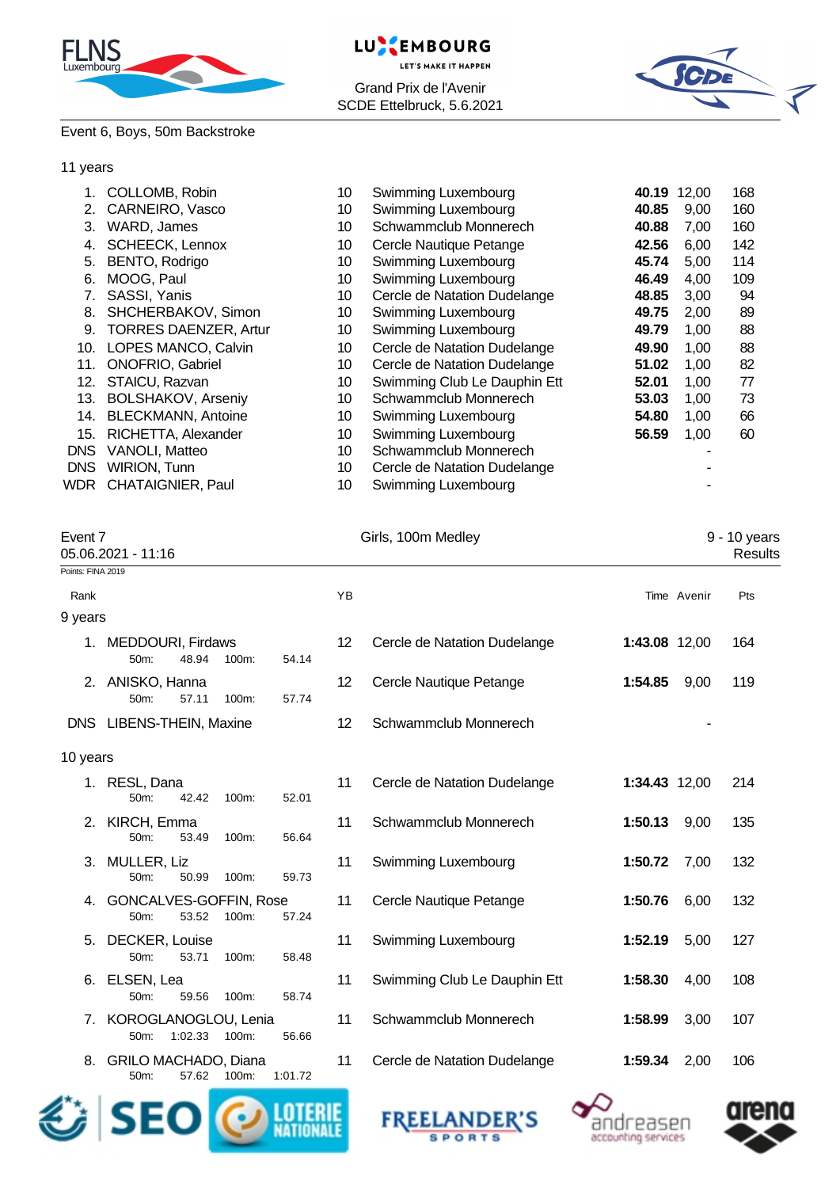Event 6, Boys, 50m Backstroke

11 years

| Rank | Name | YB | Club | Time | Avenir | Pts |
|---|---|---|---|---|---|---|
| 1. | COLLOMB, Robin | 10 | Swimming Luxembourg | **40.19** | 12,00 | 168 |
| 2. | CARNEIRO, Vasco | 10 | Swimming Luxembourg | **40.85** | 9,00 | 160 |
| 3. | WARD, James | 10 | Schwammclub Monnerech | **40.88** | 7,00 | 160 |
| 4. | SCHEECK, Lennox | 10 | Cercle Nautique Petange | **42.56** | 6,00 | 142 |
| 5. | BENTO, Rodrigo | 10 | Swimming Luxembourg | **45.74** | 5,00 | 114 |
| 6. | MOOG, Paul | 10 | Swimming Luxembourg | **46.49** | 4,00 | 109 |
| 7. | SASSI, Yanis | 10 | Cercle de Natation Dudelange | **48.85** | 3,00 | 94 |
| 8. | SHCHERBAKOV, Simon | 10 | Swimming Luxembourg | **49.75** | 2,00 | 89 |
| 9. | TORRES DAENZER, Artur | 10 | Swimming Luxembourg | **49.79** | 1,00 | 88 |
| 10. | LOPES MANCO, Calvin | 10 | Cercle de Natation Dudelange | **49.90** | 1,00 | 88 |
| 11. | ONOFRIO, Gabriel | 10 | Cercle de Natation Dudelange | **51.02** | 1,00 | 82 |
| 12. | STAICU, Razvan | 10 | Swimming Club Le Dauphin Ett | **52.01** | 1,00 | 77 |
| 13. | BOLSHAKOV, Arseniy | 10 | Schwammclub Monnerech | **53.03** | 1,00 | 73 |
| 14. | BLECKMANN, Antoine | 10 | Swimming Luxembourg | **54.80** | 1,00 | 66 |
| 15. | RICHETTA, Alexander | 10 | Swimming Luxembourg | **56.59** | 1,00 | 60 |
| DNS | VANOLI, Matteo | 10 | Schwammclub Monnerech | | - | |
| DNS | WIRION, Tunn | 10 | Cercle de Natation Dudelange | | - | |
| WDR | CHATAIGNIER, Paul | 10 | Swimming Luxembourg | | - | |

Event 7 — Girls, 100m Medley — 9 - 10 years

05.06.2021 - 11:16 — Results

Points: FINA 2019

9 years

| Rank | Name | YB | Club | Time | Avenir | Pts |
|---|---|---|---|---|---|---|
| 1. | MEDDOURI, Firdaws (50m: 48.94, 100m: 54.14) | 12 | Cercle de Natation Dudelange | **1:43.08** | 12,00 | 164 |
| 2. | ANISKO, Hanna (50m: 57.11, 100m: 57.74) | 12 | Cercle Nautique Petange | **1:54.85** | 9,00 | 119 |
| DNS | LIBENS-THEIN, Maxine | 12 | Schwammclub Monnerech | | - | |

10 years

| Rank | Name | YB | Club | Time | Avenir | Pts |
|---|---|---|---|---|---|---|
| 1. | RESL, Dana (50m: 42.42, 100m: 52.01) | 11 | Cercle de Natation Dudelange | **1:34.43** | 12,00 | 214 |
| 2. | KIRCH, Emma (50m: 53.49, 100m: 56.64) | 11 | Schwammclub Monnerech | **1:50.13** | 9,00 | 135 |
| 3. | MULLER, Liz (50m: 50.99, 100m: 59.73) | 11 | Swimming Luxembourg | **1:50.72** | 7,00 | 132 |
| 4. | GONCALVES-GOFFIN, Rose (50m: 53.52, 100m: 57.24) | 11 | Cercle Nautique Petange | **1:50.76** | 6,00 | 132 |
| 5. | DECKER, Louise (50m: 53.71, 100m: 58.48) | 11 | Swimming Luxembourg | **1:52.19** | 5,00 | 127 |
| 6. | ELSEN, Lea (50m: 59.56, 100m: 58.74) | 11 | Swimming Club Le Dauphin Ett | **1:58.30** | 4,00 | 108 |
| 7. | KOROGLANOGLOU, Lenia (50m: 1:02.33, 100m: 56.66) | 11 | Schwammclub Monnerech | **1:58.99** | 3,00 | 107 |
| 8. | GRILO MACHADO, Diana (50m: 57.62, 100m: 1:01.72) | 11 | Cercle de Natation Dudelange | **1:59.34** | 2,00 | 106 |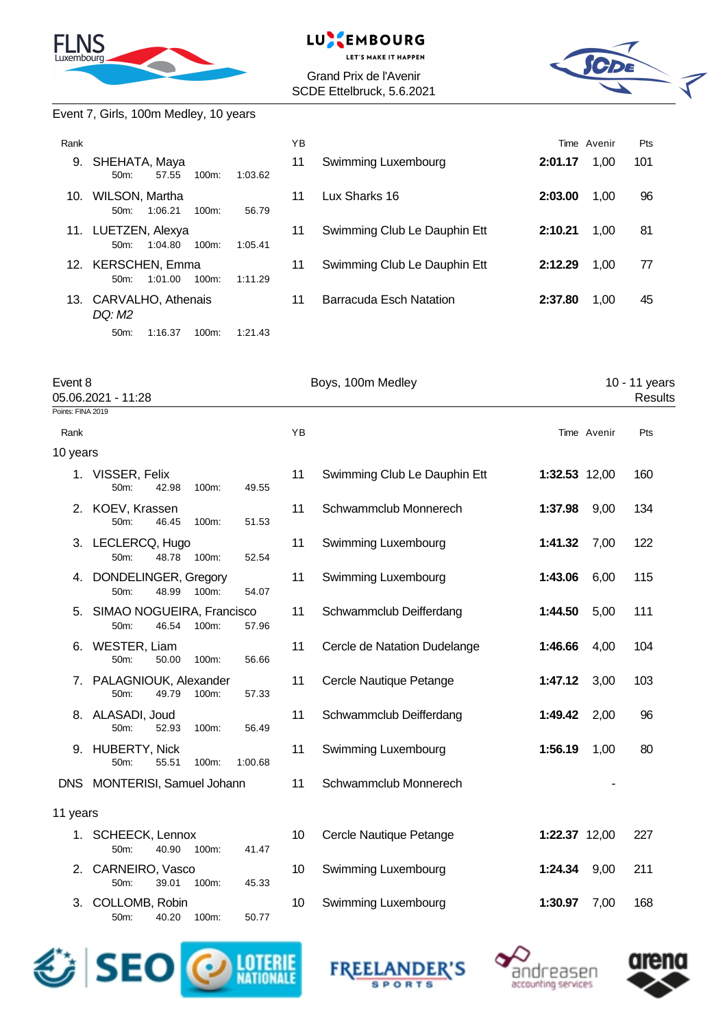Event 7, Girls, 100m Medley, 10 years

| Rank | Name | YB | Club | Time | Avenir | Pts |
|---|---|---|---|---|---|---|
| 9. | SHEHATA, Maya<br>50m: 57.55 100m: 1:03.62 | 11 | Swimming Luxembourg | **2:01.17** | 1,00 | 101 |
| 10. | WILSON, Martha<br>50m: 1:06.21 100m: 56.79 | 11 | Lux Sharks 16 | **2:03.00** | 1,00 | 96 |
| 11. | LUETZEN, Alexya<br>50m: 1:04.80 100m: 1:05.41 | 11 | Swimming Club Le Dauphin Ett | **2:10.21** | 1,00 | 81 |
| 12. | KERSCHEN, Emma<br>50m: 1:01.00 100m: 1:11.29 | 11 | Swimming Club Le Dauphin Ett | **2:12.29** | 1,00 | 77 |
| 13. | CARVALHO, Athenais<br>*DQ: M2*<br>50m: 1:16.37 100m: 1:21.43 | 11 | Barracuda Esch Natation | **2:37.80** | 1,00 | 45 |

## Event 8 — Boys, 100m Medley — 10 - 11 years

05.06.2021 - 11:28 — Results

Points: FINA 2019

| Rank | Name | YB | Club | Time | Avenir | Pts |
|---|---|---|---|---|---|---|
| **10 years** | | | | | | |
| 1. | VISSER, Felix<br>50m: 42.98 100m: 49.55 | 11 | Swimming Club Le Dauphin Ett | **1:32.53** | 12,00 | 160 |
| 2. | KOEV, Krassen<br>50m: 46.45 100m: 51.53 | 11 | Schwammclub Monnerech | **1:37.98** | 9,00 | 134 |
| 3. | LECLERCQ, Hugo<br>50m: 48.78 100m: 52.54 | 11 | Swimming Luxembourg | **1:41.32** | 7,00 | 122 |
| 4. | DONDELINGER, Gregory<br>50m: 48.99 100m: 54.07 | 11 | Swimming Luxembourg | **1:43.06** | 6,00 | 115 |
| 5. | SIMAO NOGUEIRA, Francisco<br>50m: 46.54 100m: 57.96 | 11 | Schwammclub Deifferdang | **1:44.50** | 5,00 | 111 |
| 6. | WESTER, Liam<br>50m: 50.00 100m: 56.66 | 11 | Cercle de Natation Dudelange | **1:46.66** | 4,00 | 104 |
| 7. | PALAGNIOUK, Alexander<br>50m: 49.79 100m: 57.33 | 11 | Cercle Nautique Petange | **1:47.12** | 3,00 | 103 |
| 8. | ALASADI, Joud<br>50m: 52.93 100m: 56.49 | 11 | Schwammclub Deifferdang | **1:49.42** | 2,00 | 96 |
| 9. | HUBERTY, Nick<br>50m: 55.51 100m: 1:00.68 | 11 | Swimming Luxembourg | **1:56.19** | 1,00 | 80 |
| DNS | MONTERISI, Samuel Johann | 11 | Schwammclub Monnerech | | - | |
| **11 years** | | | | | | |
| 1. | SCHEECK, Lennox<br>50m: 40.90 100m: 41.47 | 10 | Cercle Nautique Petange | **1:22.37** | 12,00 | 227 |
| 2. | CARNEIRO, Vasco<br>50m: 39.01 100m: 45.33 | 10 | Swimming Luxembourg | **1:24.34** | 9,00 | 211 |
| 3. | COLLOMB, Robin<br>50m: 40.20 100m: 50.77 | 10 | Swimming Luxembourg | **1:30.97** | 7,00 | 168 |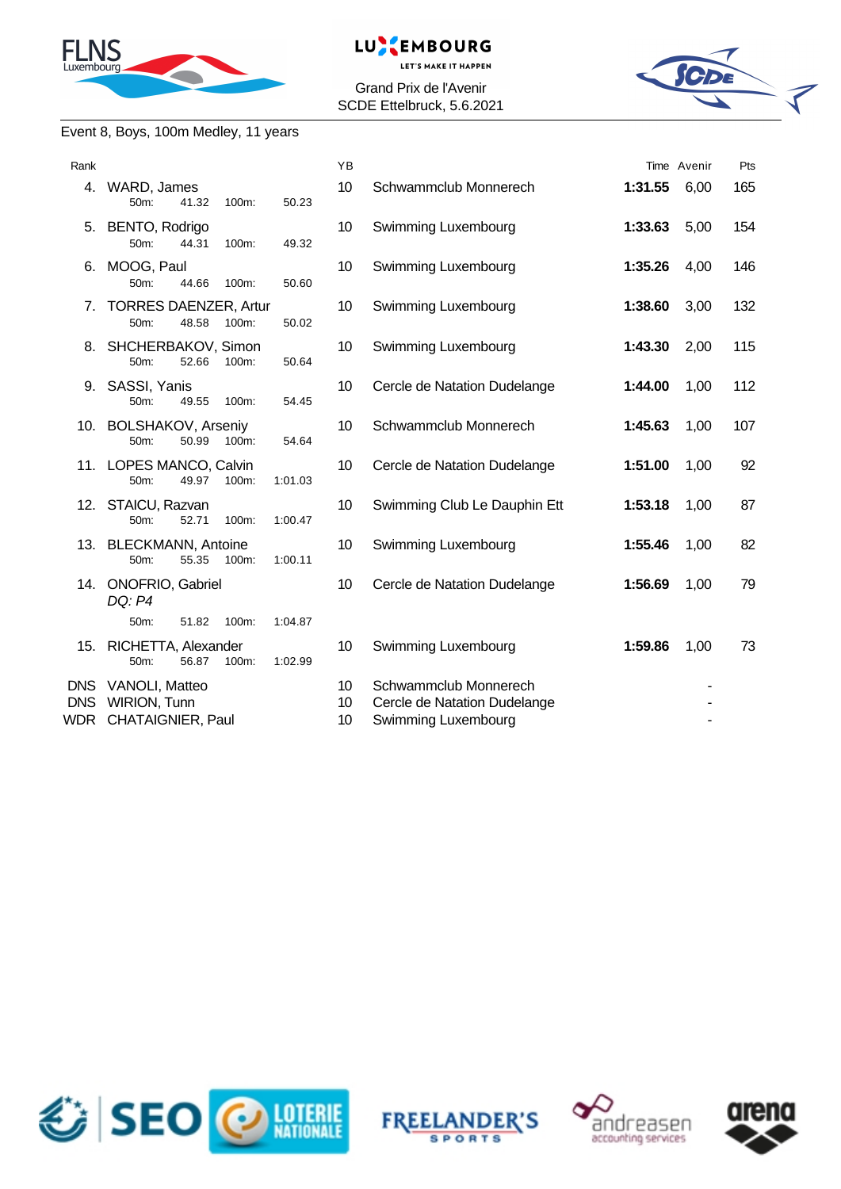Grand Prix de l'Avenir
SCDE Ettelbruck, 5.6.2021

Event 8, Boys, 100m Medley, 11 years

| Rank | Name | YB | Club | Time | Avenir | Pts |
|---|---|---|---|---|---|---|
| 4. | WARD, James<br>50m: 41.32 100m: 50.23 | 10 | Schwammclub Monnerech | **1:31.55** | 6,00 | 165 |
| 5. | BENTO, Rodrigo<br>50m: 44.31 100m: 49.32 | 10 | Swimming Luxembourg | **1:33.63** | 5,00 | 154 |
| 6. | MOOG, Paul<br>50m: 44.66 100m: 50.60 | 10 | Swimming Luxembourg | **1:35.26** | 4,00 | 146 |
| 7. | TORRES DAENZER, Artur<br>50m: 48.58 100m: 50.02 | 10 | Swimming Luxembourg | **1:38.60** | 3,00 | 132 |
| 8. | SHCHERBAKOV, Simon<br>50m: 52.66 100m: 50.64 | 10 | Swimming Luxembourg | **1:43.30** | 2,00 | 115 |
| 9. | SASSI, Yanis<br>50m: 49.55 100m: 54.45 | 10 | Cercle de Natation Dudelange | **1:44.00** | 1,00 | 112 |
| 10. | BOLSHAKOV, Arseniy<br>50m: 50.99 100m: 54.64 | 10 | Schwammclub Monnerech | **1:45.63** | 1,00 | 107 |
| 11. | LOPES MANCO, Calvin<br>50m: 49.97 100m: 1:01.03 | 10 | Cercle de Natation Dudelange | **1:51.00** | 1,00 | 92 |
| 12. | STAICU, Razvan<br>50m: 52.71 100m: 1:00.47 | 10 | Swimming Club Le Dauphin Ett | **1:53.18** | 1,00 | 87 |
| 13. | BLECKMANN, Antoine<br>50m: 55.35 100m: 1:00.11 | 10 | Swimming Luxembourg | **1:55.46** | 1,00 | 82 |
| 14. | ONOFRIO, Gabriel<br>*DQ: P4*<br>50m: 51.82 100m: 1:04.87 | 10 | Cercle de Natation Dudelange | **1:56.69** | 1,00 | 79 |
| 15. | RICHETTA, Alexander<br>50m: 56.87 100m: 1:02.99 | 10 | Swimming Luxembourg | **1:59.86** | 1,00 | 73 |
| DNS | VANOLI, Matteo | 10 | Schwammclub Monnerech | | - | |
| DNS | WIRION, Tunn | 10 | Cercle de Natation Dudelange | | - | |
| WDR | CHATAIGNIER, Paul | 10 | Swimming Luxembourg | | - | |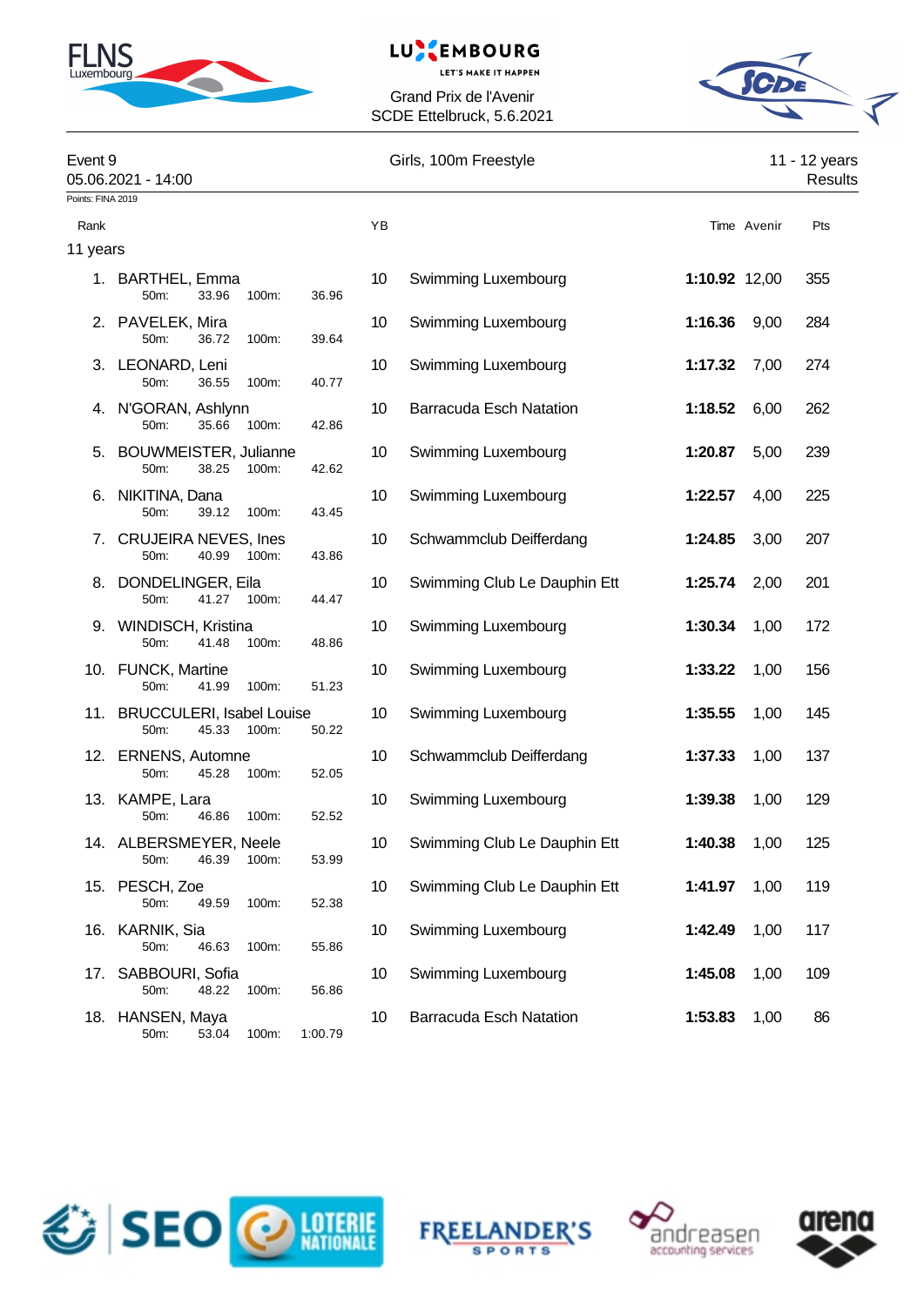Grand Prix de l'Avenir
SCDE Ettelbruck, 5.6.2021

Event 9 — Girls, 100m Freestyle — 11 - 12 years
05.06.2021 - 14:00 — Results

Points: FINA 2019

| Rank | Name | 50m | 100m | YB | Club | Time | Avenir | Pts |
|---|---|---|---|---|---|---|---|---|
| **11 years** | | | | | | | | |
| 1. | BARTHEL, Emma | 33.96 | 36.96 | 10 | Swimming Luxembourg | **1:10.92** | 12,00 | 355 |
| 2. | PAVELEK, Mira | 36.72 | 39.64 | 10 | Swimming Luxembourg | **1:16.36** | 9,00 | 284 |
| 3. | LEONARD, Leni | 36.55 | 40.77 | 10 | Swimming Luxembourg | **1:17.32** | 7,00 | 274 |
| 4. | N'GORAN, Ashlynn | 35.66 | 42.86 | 10 | Barracuda Esch Natation | **1:18.52** | 6,00 | 262 |
| 5. | BOUWMEISTER, Julianne | 38.25 | 42.62 | 10 | Swimming Luxembourg | **1:20.87** | 5,00 | 239 |
| 6. | NIKITINA, Dana | 39.12 | 43.45 | 10 | Swimming Luxembourg | **1:22.57** | 4,00 | 225 |
| 7. | CRUJEIRA NEVES, Ines | 40.99 | 43.86 | 10 | Schwammclub Deifferdang | **1:24.85** | 3,00 | 207 |
| 8. | DONDELINGER, Eila | 41.27 | 44.47 | 10 | Swimming Club Le Dauphin Ett | **1:25.74** | 2,00 | 201 |
| 9. | WINDISCH, Kristina | 41.48 | 48.86 | 10 | Swimming Luxembourg | **1:30.34** | 1,00 | 172 |
| 10. | FUNCK, Martine | 41.99 | 51.23 | 10 | Swimming Luxembourg | **1:33.22** | 1,00 | 156 |
| 11. | BRUCCULERI, Isabel Louise | 45.33 | 50.22 | 10 | Swimming Luxembourg | **1:35.55** | 1,00 | 145 |
| 12. | ERNENS, Automne | 45.28 | 52.05 | 10 | Schwammclub Deifferdang | **1:37.33** | 1,00 | 137 |
| 13. | KAMPE, Lara | 46.86 | 52.52 | 10 | Swimming Luxembourg | **1:39.38** | 1,00 | 129 |
| 14. | ALBERSMEYER, Neele | 46.39 | 53.99 | 10 | Swimming Club Le Dauphin Ett | **1:40.38** | 1,00 | 125 |
| 15. | PESCH, Zoe | 49.59 | 52.38 | 10 | Swimming Club Le Dauphin Ett | **1:41.97** | 1,00 | 119 |
| 16. | KARNIK, Sia | 46.63 | 55.86 | 10 | Swimming Luxembourg | **1:42.49** | 1,00 | 117 |
| 17. | SABBOURI, Sofia | 48.22 | 56.86 | 10 | Swimming Luxembourg | **1:45.08** | 1,00 | 109 |
| 18. | HANSEN, Maya | 53.04 | 1:00.79 | 10 | Barracuda Esch Natation | **1:53.83** | 1,00 | 86 |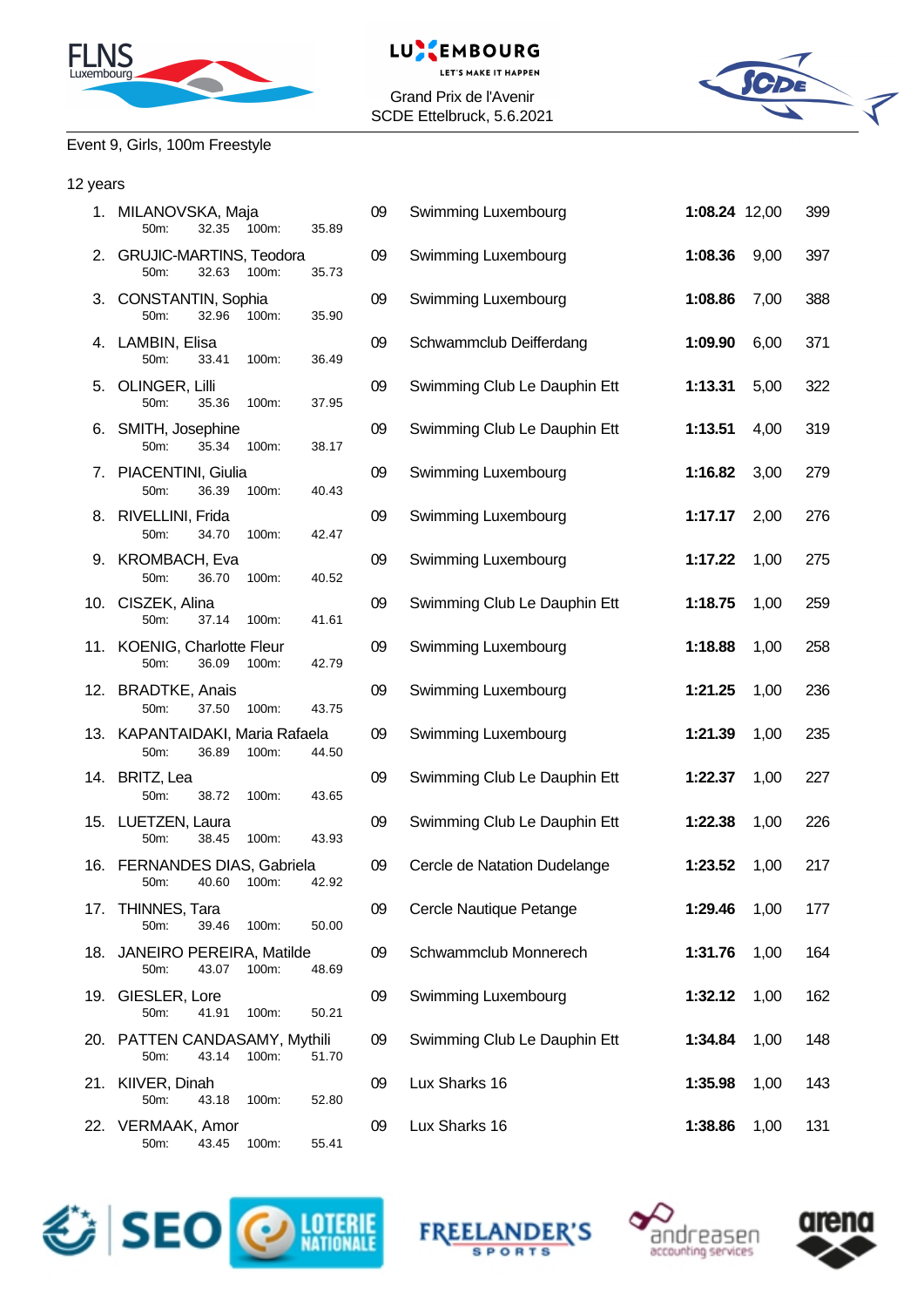Grand Prix de l'Avenir
SCDE Ettelbruck, 5.6.2021

## Event 9, Girls, 100m Freestyle

### 12 years

| Place | Name | 50m | 100m | YoB | Club | Time | Points | FINA |
|---|---|---|---|---|---|---|---|---|
| 1. | MILANOVSKA, Maja | 32.35 | 35.89 | 09 | Swimming Luxembourg | **1:08.24** | 12,00 | 399 |
| 2. | GRUJIC-MARTINS, Teodora | 32.63 | 35.73 | 09 | Swimming Luxembourg | **1:08.36** | 9,00 | 397 |
| 3. | CONSTANTIN, Sophia | 32.96 | 35.90 | 09 | Swimming Luxembourg | **1:08.86** | 7,00 | 388 |
| 4. | LAMBIN, Elisa | 33.41 | 36.49 | 09 | Schwammclub Deifferdang | **1:09.90** | 6,00 | 371 |
| 5. | OLINGER, Lilli | 35.36 | 37.95 | 09 | Swimming Club Le Dauphin Ett | **1:13.31** | 5,00 | 322 |
| 6. | SMITH, Josephine | 35.34 | 38.17 | 09 | Swimming Club Le Dauphin Ett | **1:13.51** | 4,00 | 319 |
| 7. | PIACENTINI, Giulia | 36.39 | 40.43 | 09 | Swimming Luxembourg | **1:16.82** | 3,00 | 279 |
| 8. | RIVELLINI, Frida | 34.70 | 42.47 | 09 | Swimming Luxembourg | **1:17.17** | 2,00 | 276 |
| 9. | KROMBACH, Eva | 36.70 | 40.52 | 09 | Swimming Luxembourg | **1:17.22** | 1,00 | 275 |
| 10. | CISZEK, Alina | 37.14 | 41.61 | 09 | Swimming Club Le Dauphin Ett | **1:18.75** | 1,00 | 259 |
| 11. | KOENIG, Charlotte Fleur | 36.09 | 42.79 | 09 | Swimming Luxembourg | **1:18.88** | 1,00 | 258 |
| 12. | BRADTKE, Anais | 37.50 | 43.75 | 09 | Swimming Luxembourg | **1:21.25** | 1,00 | 236 |
| 13. | KAPANTAIDAKI, Maria Rafaela | 36.89 | 44.50 | 09 | Swimming Luxembourg | **1:21.39** | 1,00 | 235 |
| 14. | BRITZ, Lea | 38.72 | 43.65 | 09 | Swimming Club Le Dauphin Ett | **1:22.37** | 1,00 | 227 |
| 15. | LUETZEN, Laura | 38.45 | 43.93 | 09 | Swimming Club Le Dauphin Ett | **1:22.38** | 1,00 | 226 |
| 16. | FERNANDES DIAS, Gabriela | 40.60 | 42.92 | 09 | Cercle de Natation Dudelange | **1:23.52** | 1,00 | 217 |
| 17. | THINNES, Tara | 39.46 | 50.00 | 09 | Cercle Nautique Petange | **1:29.46** | 1,00 | 177 |
| 18. | JANEIRO PEREIRA, Matilde | 43.07 | 48.69 | 09 | Schwammclub Monnerech | **1:31.76** | 1,00 | 164 |
| 19. | GIESLER, Lore | 41.91 | 50.21 | 09 | Swimming Luxembourg | **1:32.12** | 1,00 | 162 |
| 20. | PATTEN CANDASAMY, Mythili | 43.14 | 51.70 | 09 | Swimming Club Le Dauphin Ett | **1:34.84** | 1,00 | 148 |
| 21. | KIIVER, Dinah | 43.18 | 52.80 | 09 | Lux Sharks 16 | **1:35.98** | 1,00 | 143 |
| 22. | VERMAAK, Amor | 43.45 | 55.41 | 09 | Lux Sharks 16 | **1:38.86** | 1,00 | 131 |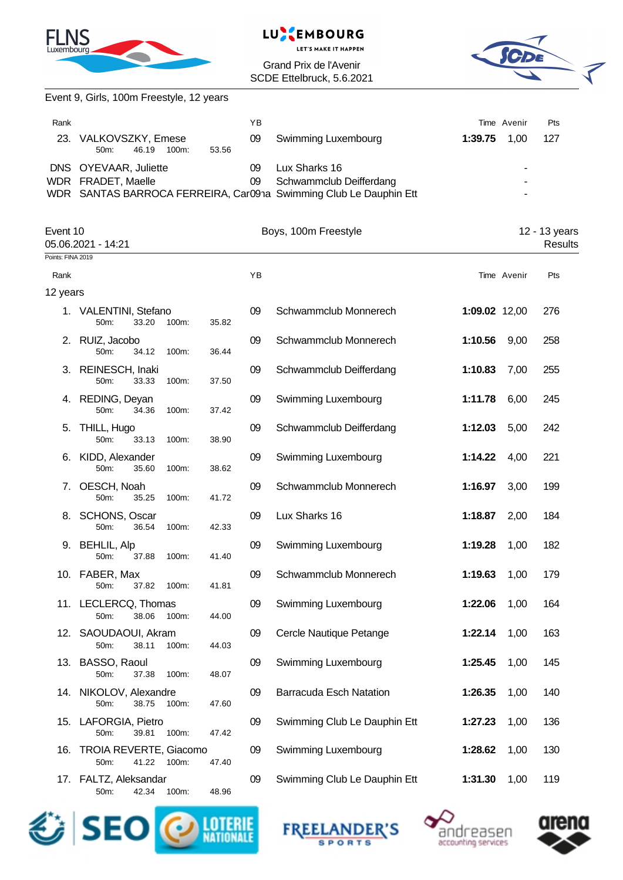Grand Prix de l'Avenir
SCDE Ettelbruck, 5.6.2021

### Event 9, Girls, 100m Freestyle, 12 years

| Rank | Name | YB | Club | Time | Avenir | Pts |
|---|---|---|---|---|---|---|
| 23. | VALKOVSZKY, Emese<br>50m: 46.19 100m: 53.56 | 09 | Swimming Luxembourg | **1:39.75** | 1,00 | 127 |
| DNS | OYEVAAR, Juliette | 09 | Lux Sharks 16 | | - | |
| WDR | FRADET, Maelle | 09 | Schwammclub Deifferdang | | - | |
| WDR | SANTAS BARROCA FERREIRA, Car | 09 | Swimming Club Le Dauphin Ett | | - | |

### Event 10 — Boys, 100m Freestyle — 12 - 13 years

05.06.2021 - 14:21 — Results

Points: FINA 2019

**12 years**

| Rank | Name | YB | Club | Time | Avenir | Pts |
|---|---|---|---|---|---|---|
| 1. | VALENTINI, Stefano<br>50m: 33.20 100m: 35.82 | 09 | Schwammclub Monnerech | **1:09.02** | 12,00 | 276 |
| 2. | RUIZ, Jacobo<br>50m: 34.12 100m: 36.44 | 09 | Schwammclub Monnerech | **1:10.56** | 9,00 | 258 |
| 3. | REINESCH, Inaki<br>50m: 33.33 100m: 37.50 | 09 | Schwammclub Deifferdang | **1:10.83** | 7,00 | 255 |
| 4. | REDING, Deyan<br>50m: 34.36 100m: 37.42 | 09 | Swimming Luxembourg | **1:11.78** | 6,00 | 245 |
| 5. | THILL, Hugo<br>50m: 33.13 100m: 38.90 | 09 | Schwammclub Deifferdang | **1:12.03** | 5,00 | 242 |
| 6. | KIDD, Alexander<br>50m: 35.60 100m: 38.62 | 09 | Swimming Luxembourg | **1:14.22** | 4,00 | 221 |
| 7. | OESCH, Noah<br>50m: 35.25 100m: 41.72 | 09 | Schwammclub Monnerech | **1:16.97** | 3,00 | 199 |
| 8. | SCHONS, Oscar<br>50m: 36.54 100m: 42.33 | 09 | Lux Sharks 16 | **1:18.87** | 2,00 | 184 |
| 9. | BEHLIL, Alp<br>50m: 37.88 100m: 41.40 | 09 | Swimming Luxembourg | **1:19.28** | 1,00 | 182 |
| 10. | FABER, Max<br>50m: 37.82 100m: 41.81 | 09 | Schwammclub Monnerech | **1:19.63** | 1,00 | 179 |
| 11. | LECLERCQ, Thomas<br>50m: 38.06 100m: 44.00 | 09 | Swimming Luxembourg | **1:22.06** | 1,00 | 164 |
| 12. | SAOUDAOUI, Akram<br>50m: 38.11 100m: 44.03 | 09 | Cercle Nautique Petange | **1:22.14** | 1,00 | 163 |
| 13. | BASSO, Raoul<br>50m: 37.38 100m: 48.07 | 09 | Swimming Luxembourg | **1:25.45** | 1,00 | 145 |
| 14. | NIKOLOV, Alexandre<br>50m: 38.75 100m: 47.60 | 09 | Barracuda Esch Natation | **1:26.35** | 1,00 | 140 |
| 15. | LAFORGIA, Pietro<br>50m: 39.81 100m: 47.42 | 09 | Swimming Club Le Dauphin Ett | **1:27.23** | 1,00 | 136 |
| 16. | TROIA REVERTE, Giacomo<br>50m: 41.22 100m: 47.40 | 09 | Swimming Luxembourg | **1:28.62** | 1,00 | 130 |
| 17. | FALTZ, Aleksandar<br>50m: 42.34 100m: 48.96 | 09 | Swimming Club Le Dauphin Ett | **1:31.30** | 1,00 | 119 |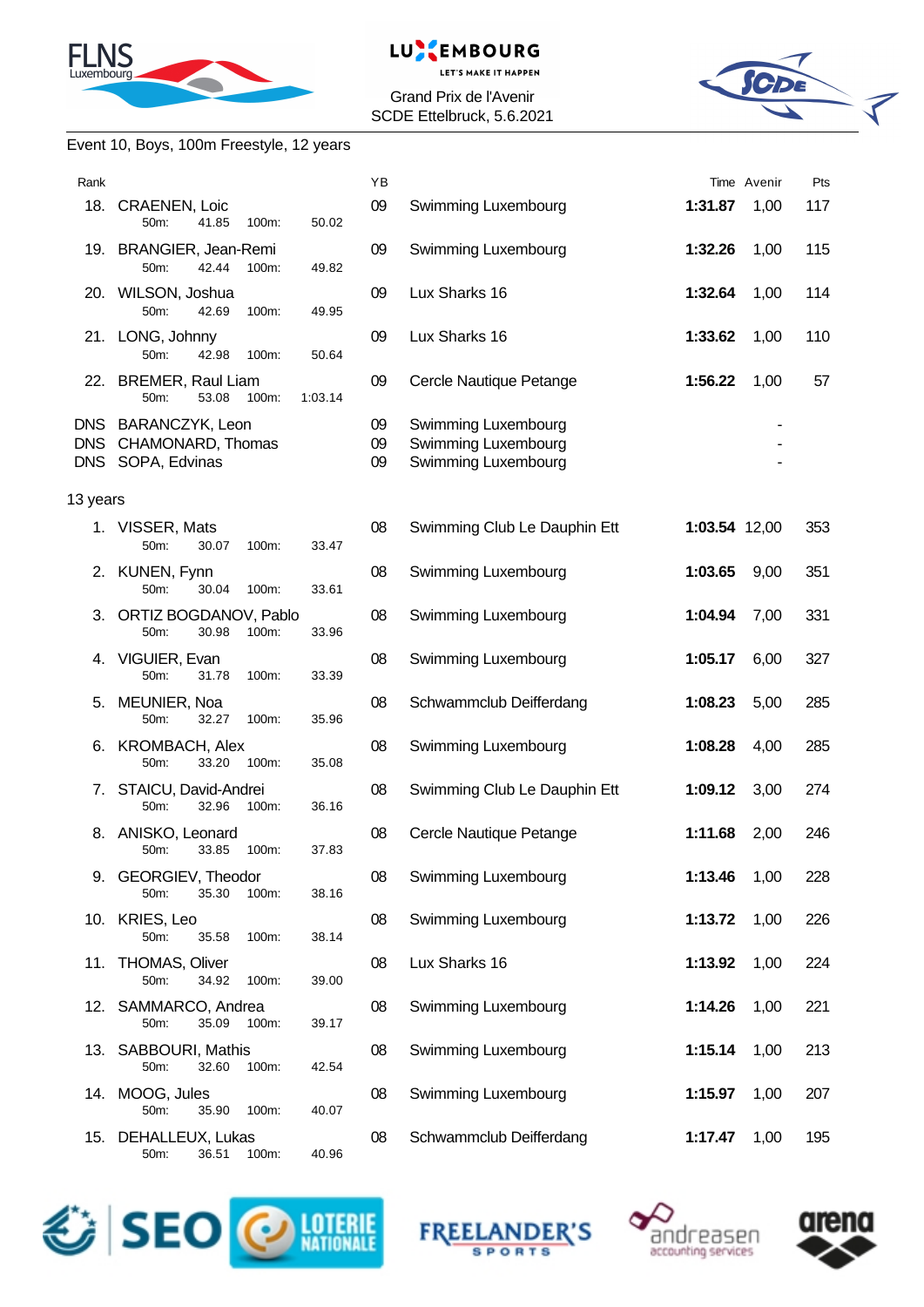Grand Prix de l'Avenir
SCDE Ettelbruck, 5.6.2021

Event 10, Boys, 100m Freestyle, 12 years

| Rank | Name | 50m | 100m | YB | Club | Time | Avenir | Pts |
|---|---|---|---|---|---|---|---|---|
| 18. | CRAENEN, Loic | 41.85 | 50.02 | 09 | Swimming Luxembourg | **1:31.87** | 1,00 | 117 |
| 19. | BRANGIER, Jean-Remi | 42.44 | 49.82 | 09 | Swimming Luxembourg | **1:32.26** | 1,00 | 115 |
| 20. | WILSON, Joshua | 42.69 | 49.95 | 09 | Lux Sharks 16 | **1:32.64** | 1,00 | 114 |
| 21. | LONG, Johnny | 42.98 | 50.64 | 09 | Lux Sharks 16 | **1:33.62** | 1,00 | 110 |
| 22. | BREMER, Raul Liam | 53.08 | 1:03.14 | 09 | Cercle Nautique Petange | **1:56.22** | 1,00 | 57 |
| DNS | BARANCZYK, Leon | | | 09 | Swimming Luxembourg | | | - |
| DNS | CHAMONARD, Thomas | | | 09 | Swimming Luxembourg | | | - |
| DNS | SOPA, Edvinas | | | 09 | Swimming Luxembourg | | | - |

13 years

| Rank | Name | 50m | 100m | YB | Club | Time | Avenir | Pts |
|---|---|---|---|---|---|---|---|---|
| 1. | VISSER, Mats | 30.07 | 33.47 | 08 | Swimming Club Le Dauphin Ett | **1:03.54** | 12,00 | 353 |
| 2. | KUNEN, Fynn | 30.04 | 33.61 | 08 | Swimming Luxembourg | **1:03.65** | 9,00 | 351 |
| 3. | ORTIZ BOGDANOV, Pablo | 30.98 | 33.96 | 08 | Swimming Luxembourg | **1:04.94** | 7,00 | 331 |
| 4. | VIGUIER, Evan | 31.78 | 33.39 | 08 | Swimming Luxembourg | **1:05.17** | 6,00 | 327 |
| 5. | MEUNIER, Noa | 32.27 | 35.96 | 08 | Schwammclub Deifferdang | **1:08.23** | 5,00 | 285 |
| 6. | KROMBACH, Alex | 33.20 | 35.08 | 08 | Swimming Luxembourg | **1:08.28** | 4,00 | 285 |
| 7. | STAICU, David-Andrei | 32.96 | 36.16 | 08 | Swimming Club Le Dauphin Ett | **1:09.12** | 3,00 | 274 |
| 8. | ANISKO, Leonard | 33.85 | 37.83 | 08 | Cercle Nautique Petange | **1:11.68** | 2,00 | 246 |
| 9. | GEORGIEV, Theodor | 35.30 | 38.16 | 08 | Swimming Luxembourg | **1:13.46** | 1,00 | 228 |
| 10. | KRIES, Leo | 35.58 | 38.14 | 08 | Swimming Luxembourg | **1:13.72** | 1,00 | 226 |
| 11. | THOMAS, Oliver | 34.92 | 39.00 | 08 | Lux Sharks 16 | **1:13.92** | 1,00 | 224 |
| 12. | SAMMARCO, Andrea | 35.09 | 39.17 | 08 | Swimming Luxembourg | **1:14.26** | 1,00 | 221 |
| 13. | SABBOURI, Mathis | 32.60 | 42.54 | 08 | Swimming Luxembourg | **1:15.14** | 1,00 | 213 |
| 14. | MOOG, Jules | 35.90 | 40.07 | 08 | Swimming Luxembourg | **1:15.97** | 1,00 | 207 |
| 15. | DEHALLEUX, Lukas | 36.51 | 40.96 | 08 | Schwammclub Deifferdang | **1:17.47** | 1,00 | 195 |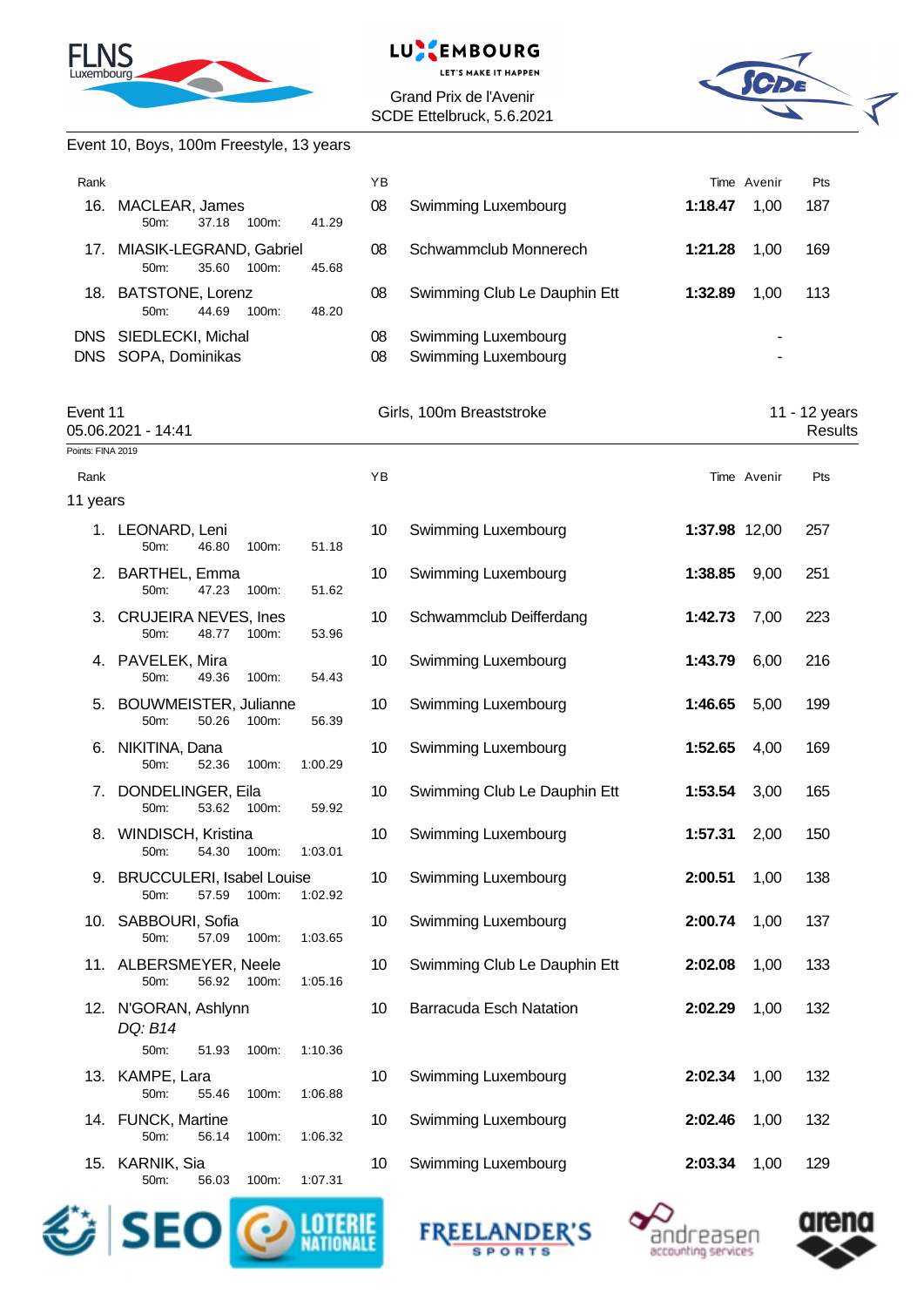Grand Prix de l'Avenir
SCDE Ettelbruck, 5.6.2021

Event 10, Boys, 100m Freestyle, 13 years

| Rank | Name | 50m | 100m | YB | Club | Time | Avenir | Pts |
|---|---|---|---|---|---|---|---|---|
| 16. | MACLEAR, James | 37.18 | 41.29 | 08 | Swimming Luxembourg | **1:18.47** | 1,00 | 187 |
| 17. | MIASIK-LEGRAND, Gabriel | 35.60 | 45.68 | 08 | Schwammclub Monnerech | **1:21.28** | 1,00 | 169 |
| 18. | BATSTONE, Lorenz | 44.69 | 48.20 | 08 | Swimming Club Le Dauphin Ett | **1:32.89** | 1,00 | 113 |
| DNS | SIEDLECKI, Michal | | | 08 | Swimming Luxembourg | | - | |
| DNS | SOPA, Dominikas | | | 08 | Swimming Luxembourg | | - | |

Event 11 — Girls, 100m Breaststroke — 11 - 12 years
05.06.2021 - 14:41 — Results

Points: FINA 2019

11 years

| Rank | Name | 50m | 100m | YB | Club | Time | Avenir | Pts |
|---|---|---|---|---|---|---|---|---|
| 1. | LEONARD, Leni | 46.80 | 51.18 | 10 | Swimming Luxembourg | **1:37.98** | 12,00 | 257 |
| 2. | BARTHEL, Emma | 47.23 | 51.62 | 10 | Swimming Luxembourg | **1:38.85** | 9,00 | 251 |
| 3. | CRUJEIRA NEVES, Ines | 48.77 | 53.96 | 10 | Schwammclub Deifferdang | **1:42.73** | 7,00 | 223 |
| 4. | PAVELEK, Mira | 49.36 | 54.43 | 10 | Swimming Luxembourg | **1:43.79** | 6,00 | 216 |
| 5. | BOUWMEISTER, Julianne | 50.26 | 56.39 | 10 | Swimming Luxembourg | **1:46.65** | 5,00 | 199 |
| 6. | NIKITINA, Dana | 52.36 | 1:00.29 | 10 | Swimming Luxembourg | **1:52.65** | 4,00 | 169 |
| 7. | DONDELINGER, Eila | 53.62 | 59.92 | 10 | Swimming Club Le Dauphin Ett | **1:53.54** | 3,00 | 165 |
| 8. | WINDISCH, Kristina | 54.30 | 1:03.01 | 10 | Swimming Luxembourg | **1:57.31** | 2,00 | 150 |
| 9. | BRUCCULERI, Isabel Louise | 57.59 | 1:02.92 | 10 | Swimming Luxembourg | **2:00.51** | 1,00 | 138 |
| 10. | SABBOURI, Sofia | 57.09 | 1:03.65 | 10 | Swimming Luxembourg | **2:00.74** | 1,00 | 137 |
| 11. | ALBERSMEYER, Neele | 56.92 | 1:05.16 | 10 | Swimming Club Le Dauphin Ett | **2:02.08** | 1,00 | 133 |
| 12. | N'GORAN, Ashlynn *DQ: B14* | 51.93 | 1:10.36 | 10 | Barracuda Esch Natation | **2:02.29** | 1,00 | 132 |
| 13. | KAMPE, Lara | 55.46 | 1:06.88 | 10 | Swimming Luxembourg | **2:02.34** | 1,00 | 132 |
| 14. | FUNCK, Martine | 56.14 | 1:06.32 | 10 | Swimming Luxembourg | **2:02.46** | 1,00 | 132 |
| 15. | KARNIK, Sia | 56.03 | 1:07.31 | 10 | Swimming Luxembourg | **2:03.34** | 1,00 | 129 |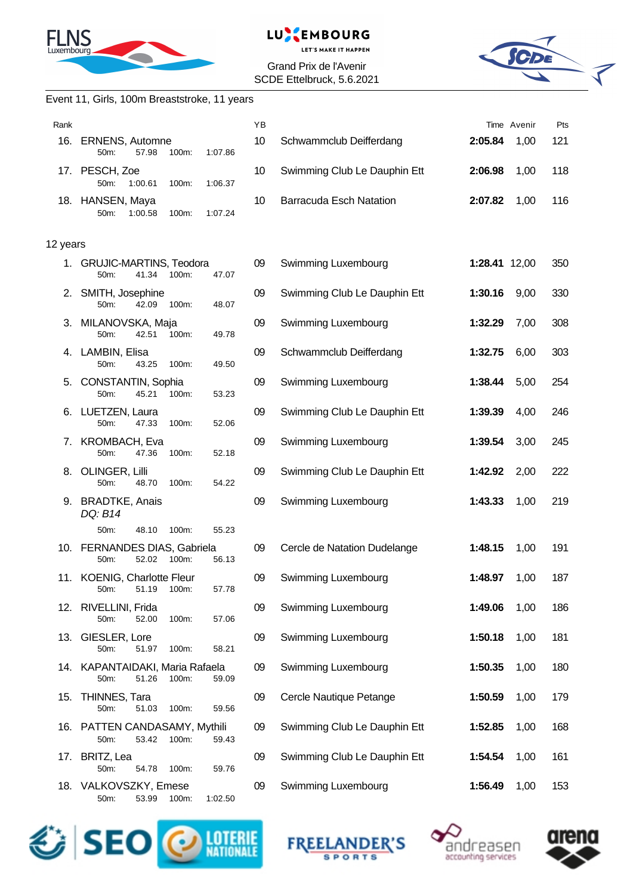Grand Prix de l'Avenir
SCDE Ettelbruck, 5.6.2021

Event 11, Girls, 100m Breaststroke, 11 years

| Rank | | | | | YB | | Time | Avenir | Pts |
|---|---|---|---|---|---|---|---|---|---|
| 16. | ERNENS, Automne | 50m: 57.98 | 100m: | 1:07.86 | 10 | Schwammclub Deifferdang | **2:05.84** | 1,00 | 121 |
| 17. | PESCH, Zoe | 50m: 1:00.61 | 100m: | 1:06.37 | 10 | Swimming Club Le Dauphin Ett | **2:06.98** | 1,00 | 118 |
| 18. | HANSEN, Maya | 50m: 1:00.58 | 100m: | 1:07.24 | 10 | Barracuda Esch Natation | **2:07.82** | 1,00 | 116 |

12 years

| Rank | | | | | YB | | Time | Avenir | Pts |
|---|---|---|---|---|---|---|---|---|---|
| 1. | GRUJIC-MARTINS, Teodora | 50m: 41.34 | 100m: | 47.07 | 09 | Swimming Luxembourg | **1:28.41** | 12,00 | 350 |
| 2. | SMITH, Josephine | 50m: 42.09 | 100m: | 48.07 | 09 | Swimming Club Le Dauphin Ett | **1:30.16** | 9,00 | 330 |
| 3. | MILANOVSKA, Maja | 50m: 42.51 | 100m: | 49.78 | 09 | Swimming Luxembourg | **1:32.29** | 7,00 | 308 |
| 4. | LAMBIN, Elisa | 50m: 43.25 | 100m: | 49.50 | 09 | Schwammclub Deifferdang | **1:32.75** | 6,00 | 303 |
| 5. | CONSTANTIN, Sophia | 50m: 45.21 | 100m: | 53.23 | 09 | Swimming Luxembourg | **1:38.44** | 5,00 | 254 |
| 6. | LUETZEN, Laura | 50m: 47.33 | 100m: | 52.06 | 09 | Swimming Club Le Dauphin Ett | **1:39.39** | 4,00 | 246 |
| 7. | KROMBACH, Eva | 50m: 47.36 | 100m: | 52.18 | 09 | Swimming Luxembourg | **1:39.54** | 3,00 | 245 |
| 8. | OLINGER, Lilli | 50m: 48.70 | 100m: | 54.22 | 09 | Swimming Club Le Dauphin Ett | **1:42.92** | 2,00 | 222 |
| 9. | BRADTKE, Anais *DQ: B14* | 50m: 48.10 | 100m: | 55.23 | 09 | Swimming Luxembourg | **1:43.33** | 1,00 | 219 |
| 10. | FERNANDES DIAS, Gabriela | 50m: 52.02 | 100m: | 56.13 | 09 | Cercle de Natation Dudelange | **1:48.15** | 1,00 | 191 |
| 11. | KOENIG, Charlotte Fleur | 50m: 51.19 | 100m: | 57.78 | 09 | Swimming Luxembourg | **1:48.97** | 1,00 | 187 |
| 12. | RIVELLINI, Frida | 50m: 52.00 | 100m: | 57.06 | 09 | Swimming Luxembourg | **1:49.06** | 1,00 | 186 |
| 13. | GIESLER, Lore | 50m: 51.97 | 100m: | 58.21 | 09 | Swimming Luxembourg | **1:50.18** | 1,00 | 181 |
| 14. | KAPANTAIDAKI, Maria Rafaela | 50m: 51.26 | 100m: | 59.09 | 09 | Swimming Luxembourg | **1:50.35** | 1,00 | 180 |
| 15. | THINNES, Tara | 50m: 51.03 | 100m: | 59.56 | 09 | Cercle Nautique Petange | **1:50.59** | 1,00 | 179 |
| 16. | PATTEN CANDASAMY, Mythili | 50m: 53.42 | 100m: | 59.43 | 09 | Swimming Club Le Dauphin Ett | **1:52.85** | 1,00 | 168 |
| 17. | BRITZ, Lea | 50m: 54.78 | 100m: | 59.76 | 09 | Swimming Club Le Dauphin Ett | **1:54.54** | 1,00 | 161 |
| 18. | VALKOVSZKY, Emese | 50m: 53.99 | 100m: | 1:02.50 | 09 | Swimming Luxembourg | **1:56.49** | 1,00 | 153 |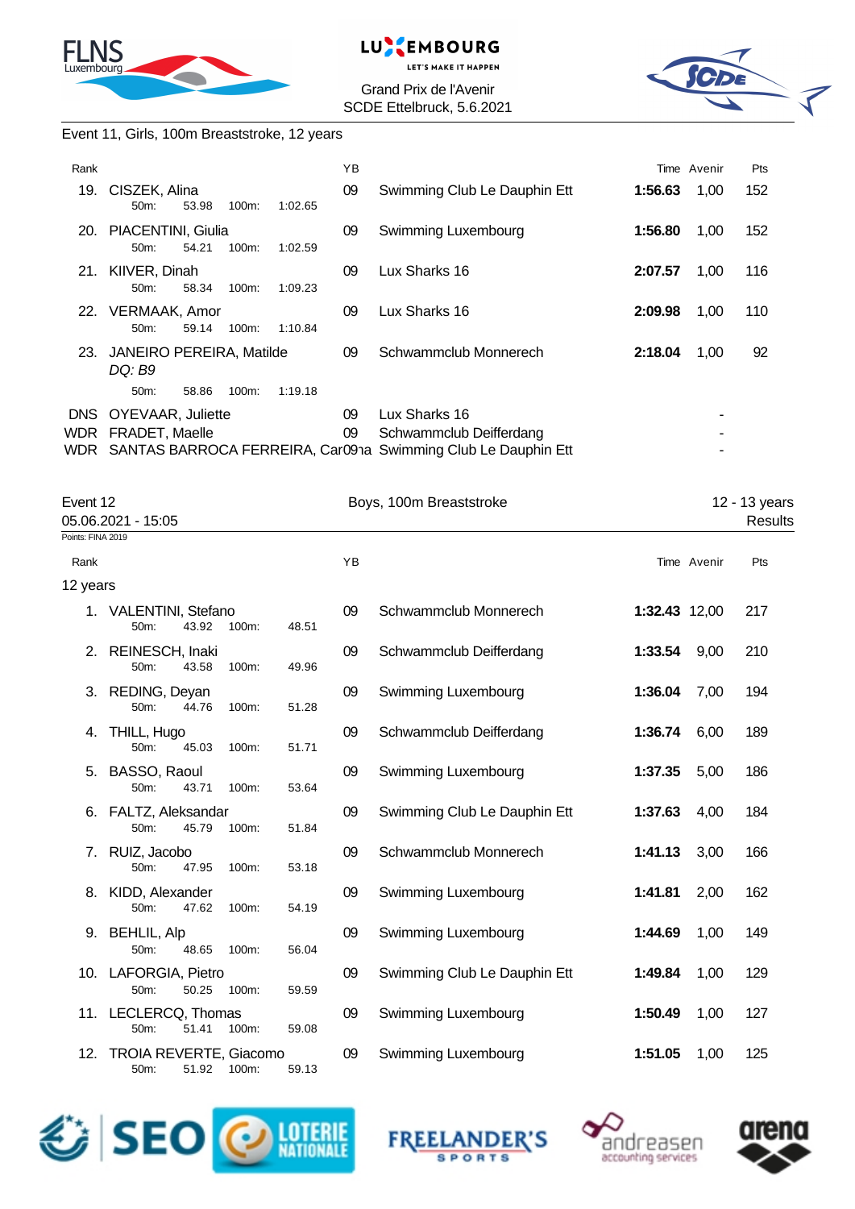Grand Prix de l'Avenir
SCDE Ettelbruck, 5.6.2021

Event 11, Girls, 100m Breaststroke, 12 years

| Rank | | YB | | Time | Avenir | Pts |
|---|---|---|---|---|---|---|
| 19. | CISZEK, Alina<br>50m: 53.98 100m: 1:02.65 | 09 | Swimming Club Le Dauphin Ett | **1:56.63** | 1,00 | 152 |
| 20. | PIACENTINI, Giulia<br>50m: 54.21 100m: 1:02.59 | 09 | Swimming Luxembourg | **1:56.80** | 1,00 | 152 |
| 21. | KIIVER, Dinah<br>50m: 58.34 100m: 1:09.23 | 09 | Lux Sharks 16 | **2:07.57** | 1,00 | 116 |
| 22. | VERMAAK, Amor<br>50m: 59.14 100m: 1:10.84 | 09 | Lux Sharks 16 | **2:09.98** | 1,00 | 110 |
| 23. | JANEIRO PEREIRA, Matilde<br>*DQ: B9*<br>50m: 58.86 100m: 1:19.18 | 09 | Schwammclub Monnerech | **2:18.04** | 1,00 | 92 |
| DNS | OYEVAAR, Juliette | 09 | Lux Sharks 16 | | - | |
| WDR | FRADET, Maelle | 09 | Schwammclub Deifferdang | | - | |
| WDR | SANTAS BARROCA FERREIRA, Carolina | 09 | Swimming Club Le Dauphin Ett | | - | |

Event 12 — Boys, 100m Breaststroke — 12 - 13 years
05.06.2021 - 15:05 — Results
Points: FINA 2019

| Rank | | YB | | Time | Avenir | Pts |
|---|---|---|---|---|---|---|
| **12 years** | | | | | | |
| 1. | VALENTINI, Stefano<br>50m: 43.92 100m: 48.51 | 09 | Schwammclub Monnerech | **1:32.43** | 12,00 | 217 |
| 2. | REINESCH, Inaki<br>50m: 43.58 100m: 49.96 | 09 | Schwammclub Deifferdang | **1:33.54** | 9,00 | 210 |
| 3. | REDING, Deyan<br>50m: 44.76 100m: 51.28 | 09 | Swimming Luxembourg | **1:36.04** | 7,00 | 194 |
| 4. | THILL, Hugo<br>50m: 45.03 100m: 51.71 | 09 | Schwammclub Deifferdang | **1:36.74** | 6,00 | 189 |
| 5. | BASSO, Raoul<br>50m: 43.71 100m: 53.64 | 09 | Swimming Luxembourg | **1:37.35** | 5,00 | 186 |
| 6. | FALTZ, Aleksandar<br>50m: 45.79 100m: 51.84 | 09 | Swimming Club Le Dauphin Ett | **1:37.63** | 4,00 | 184 |
| 7. | RUIZ, Jacobo<br>50m: 47.95 100m: 53.18 | 09 | Schwammclub Monnerech | **1:41.13** | 3,00 | 166 |
| 8. | KIDD, Alexander<br>50m: 47.62 100m: 54.19 | 09 | Swimming Luxembourg | **1:41.81** | 2,00 | 162 |
| 9. | BEHLIL, Alp<br>50m: 48.65 100m: 56.04 | 09 | Swimming Luxembourg | **1:44.69** | 1,00 | 149 |
| 10. | LAFORGIA, Pietro<br>50m: 50.25 100m: 59.59 | 09 | Swimming Club Le Dauphin Ett | **1:49.84** | 1,00 | 129 |
| 11. | LECLERCQ, Thomas<br>50m: 51.41 100m: 59.08 | 09 | Swimming Luxembourg | **1:50.49** | 1,00 | 127 |
| 12. | TROIA REVERTE, Giacomo<br>50m: 51.92 100m: 59.13 | 09 | Swimming Luxembourg | **1:51.05** | 1,00 | 125 |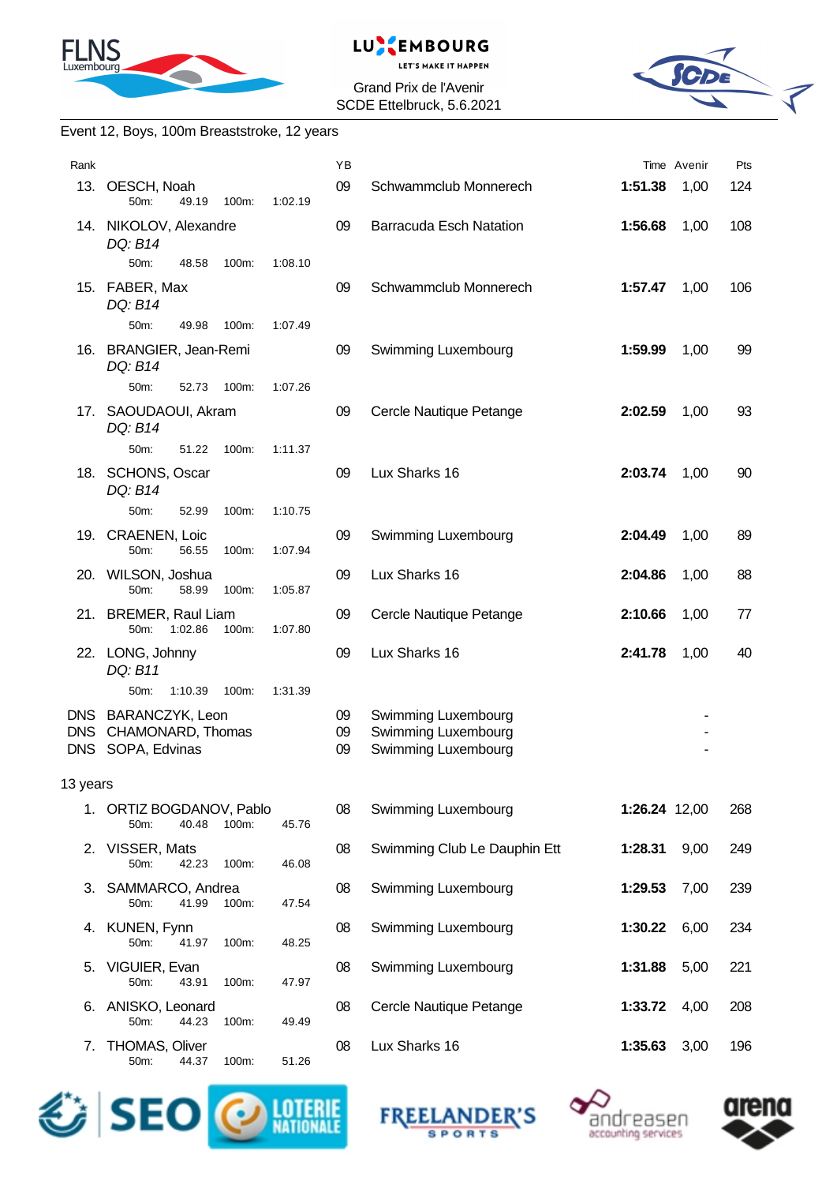Grand Prix de l'Avenir
SCDE Ettelbruck, 5.6.2021

Event 12, Boys, 100m Breaststroke, 12 years

| Rank | Name | YB | Club | Time | Avenir | Pts |
|---|---|---|---|---|---|---|
| 13. | OESCH, Noah<br>50m: 49.19 100m: 1:02.19 | 09 | Schwammclub Monnerech | **1:51.38** | 1,00 | 124 |
| 14. | NIKOLOV, Alexandre<br>*DQ: B14*<br>50m: 48.58 100m: 1:08.10 | 09 | Barracuda Esch Natation | **1:56.68** | 1,00 | 108 |
| 15. | FABER, Max<br>*DQ: B14*<br>50m: 49.98 100m: 1:07.49 | 09 | Schwammclub Monnerech | **1:57.47** | 1,00 | 106 |
| 16. | BRANGIER, Jean-Remi<br>*DQ: B14*<br>50m: 52.73 100m: 1:07.26 | 09 | Swimming Luxembourg | **1:59.99** | 1,00 | 99 |
| 17. | SAOUDAOUI, Akram<br>*DQ: B14*<br>50m: 51.22 100m: 1:11.37 | 09 | Cercle Nautique Petange | **2:02.59** | 1,00 | 93 |
| 18. | SCHONS, Oscar<br>*DQ: B14*<br>50m: 52.99 100m: 1:10.75 | 09 | Lux Sharks 16 | **2:03.74** | 1,00 | 90 |
| 19. | CRAENEN, Loic<br>50m: 56.55 100m: 1:07.94 | 09 | Swimming Luxembourg | **2:04.49** | 1,00 | 89 |
| 20. | WILSON, Joshua<br>50m: 58.99 100m: 1:05.87 | 09 | Lux Sharks 16 | **2:04.86** | 1,00 | 88 |
| 21. | BREMER, Raul Liam<br>50m: 1:02.86 100m: 1:07.80 | 09 | Cercle Nautique Petange | **2:10.66** | 1,00 | 77 |
| 22. | LONG, Johnny<br>*DQ: B11*<br>50m: 1:10.39 100m: 1:31.39 | 09 | Lux Sharks 16 | **2:41.78** | 1,00 | 40 |
| DNS | BARANCZYK, Leon | 09 | Swimming Luxembourg | | - | |
| DNS | CHAMONARD, Thomas | 09 | Swimming Luxembourg | | - | |
| DNS | SOPA, Edvinas | 09 | Swimming Luxembourg | | - | |

13 years

| Rank | Name | YB | Club | Time | Avenir | Pts |
|---|---|---|---|---|---|---|
| 1. | ORTIZ BOGDANOV, Pablo<br>50m: 40.48 100m: 45.76 | 08 | Swimming Luxembourg | **1:26.24** | 12,00 | 268 |
| 2. | VISSER, Mats<br>50m: 42.23 100m: 46.08 | 08 | Swimming Club Le Dauphin Ett | **1:28.31** | 9,00 | 249 |
| 3. | SAMMARCO, Andrea<br>50m: 41.99 100m: 47.54 | 08 | Swimming Luxembourg | **1:29.53** | 7,00 | 239 |
| 4. | KUNEN, Fynn<br>50m: 41.97 100m: 48.25 | 08 | Swimming Luxembourg | **1:30.22** | 6,00 | 234 |
| 5. | VIGUIER, Evan<br>50m: 43.91 100m: 47.97 | 08 | Swimming Luxembourg | **1:31.88** | 5,00 | 221 |
| 6. | ANISKO, Leonard<br>50m: 44.23 100m: 49.49 | 08 | Cercle Nautique Petange | **1:33.72** | 4,00 | 208 |
| 7. | THOMAS, Oliver<br>50m: 44.37 100m: 51.26 | 08 | Lux Sharks 16 | **1:35.63** | 3,00 | 196 |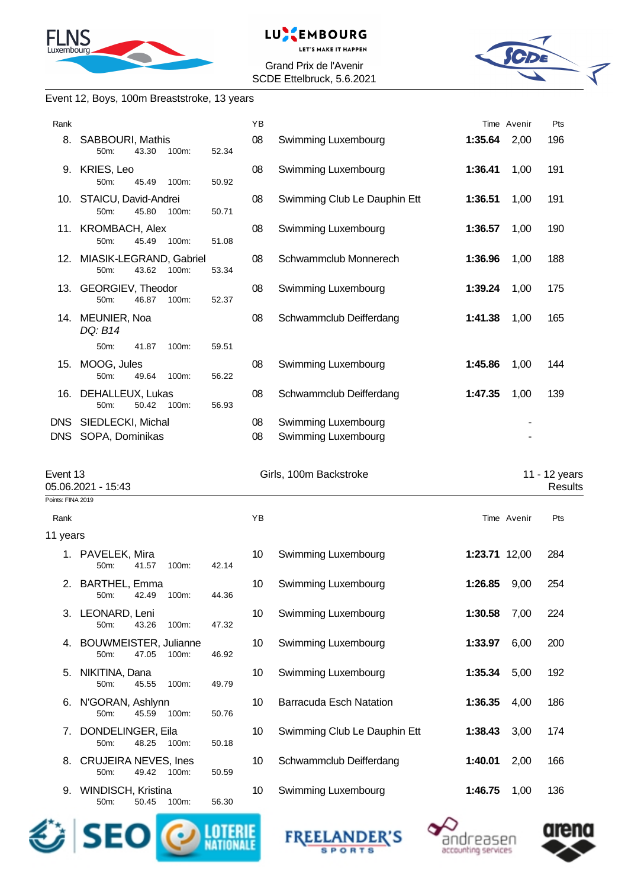Grand Prix de l'Avenir
SCDE Ettelbruck, 5.6.2021

Event 12, Boys, 100m Breaststroke, 13 years

| Rank | | YB | | Time | Avenir | Pts |
|---|---|---|---|---|---|---|
| 8. | SABBOURI, Mathis<br>50m: 43.30 100m: 52.34 | 08 | Swimming Luxembourg | **1:35.64** | 2,00 | 196 |
| 9. | KRIES, Leo<br>50m: 45.49 100m: 50.92 | 08 | Swimming Luxembourg | **1:36.41** | 1,00 | 191 |
| 10. | STAICU, David-Andrei<br>50m: 45.80 100m: 50.71 | 08 | Swimming Club Le Dauphin Ett | **1:36.51** | 1,00 | 191 |
| 11. | KROMBACH, Alex<br>50m: 45.49 100m: 51.08 | 08 | Swimming Luxembourg | **1:36.57** | 1,00 | 190 |
| 12. | MIASIK-LEGRAND, Gabriel<br>50m: 43.62 100m: 53.34 | 08 | Schwammclub Monnerech | **1:36.96** | 1,00 | 188 |
| 13. | GEORGIEV, Theodor<br>50m: 46.87 100m: 52.37 | 08 | Swimming Luxembourg | **1:39.24** | 1,00 | 175 |
| 14. | MEUNIER, Noa<br>*DQ: B14*<br>50m: 41.87 100m: 59.51 | 08 | Schwammclub Deifferdang | **1:41.38** | 1,00 | 165 |
| 15. | MOOG, Jules<br>50m: 49.64 100m: 56.22 | 08 | Swimming Luxembourg | **1:45.86** | 1,00 | 144 |
| 16. | DEHALLEUX, Lukas<br>50m: 50.42 100m: 56.93 | 08 | Schwammclub Deifferdang | **1:47.35** | 1,00 | 139 |
| DNS | SIEDLECKI, Michal | 08 | Swimming Luxembourg | | - | |
| DNS | SOPA, Dominikas | 08 | Swimming Luxembourg | | - | |

Event 13 — Girls, 100m Backstroke — 11 - 12 years
05.06.2021 - 15:43 — Results

Points: FINA 2019

| Rank | | YB | | Time | Avenir | Pts |
|---|---|---|---|---|---|---|
| **11 years** | | | | | | |
| 1. | PAVELEK, Mira<br>50m: 41.57 100m: 42.14 | 10 | Swimming Luxembourg | **1:23.71** | 12,00 | 284 |
| 2. | BARTHEL, Emma<br>50m: 42.49 100m: 44.36 | 10 | Swimming Luxembourg | **1:26.85** | 9,00 | 254 |
| 3. | LEONARD, Leni<br>50m: 43.26 100m: 47.32 | 10 | Swimming Luxembourg | **1:30.58** | 7,00 | 224 |
| 4. | BOUWMEISTER, Julianne<br>50m: 47.05 100m: 46.92 | 10 | Swimming Luxembourg | **1:33.97** | 6,00 | 200 |
| 5. | NIKITINA, Dana<br>50m: 45.55 100m: 49.79 | 10 | Swimming Luxembourg | **1:35.34** | 5,00 | 192 |
| 6. | N'GORAN, Ashlynn<br>50m: 45.59 100m: 50.76 | 10 | Barracuda Esch Natation | **1:36.35** | 4,00 | 186 |
| 7. | DONDELINGER, Eila<br>50m: 48.25 100m: 50.18 | 10 | Swimming Club Le Dauphin Ett | **1:38.43** | 3,00 | 174 |
| 8. | CRUJEIRA NEVES, Ines<br>50m: 49.42 100m: 50.59 | 10 | Schwammclub Deifferdang | **1:40.01** | 2,00 | 166 |
| 9. | WINDISCH, Kristina<br>50m: 50.45 100m: 56.30 | 10 | Swimming Luxembourg | **1:46.75** | 1,00 | 136 |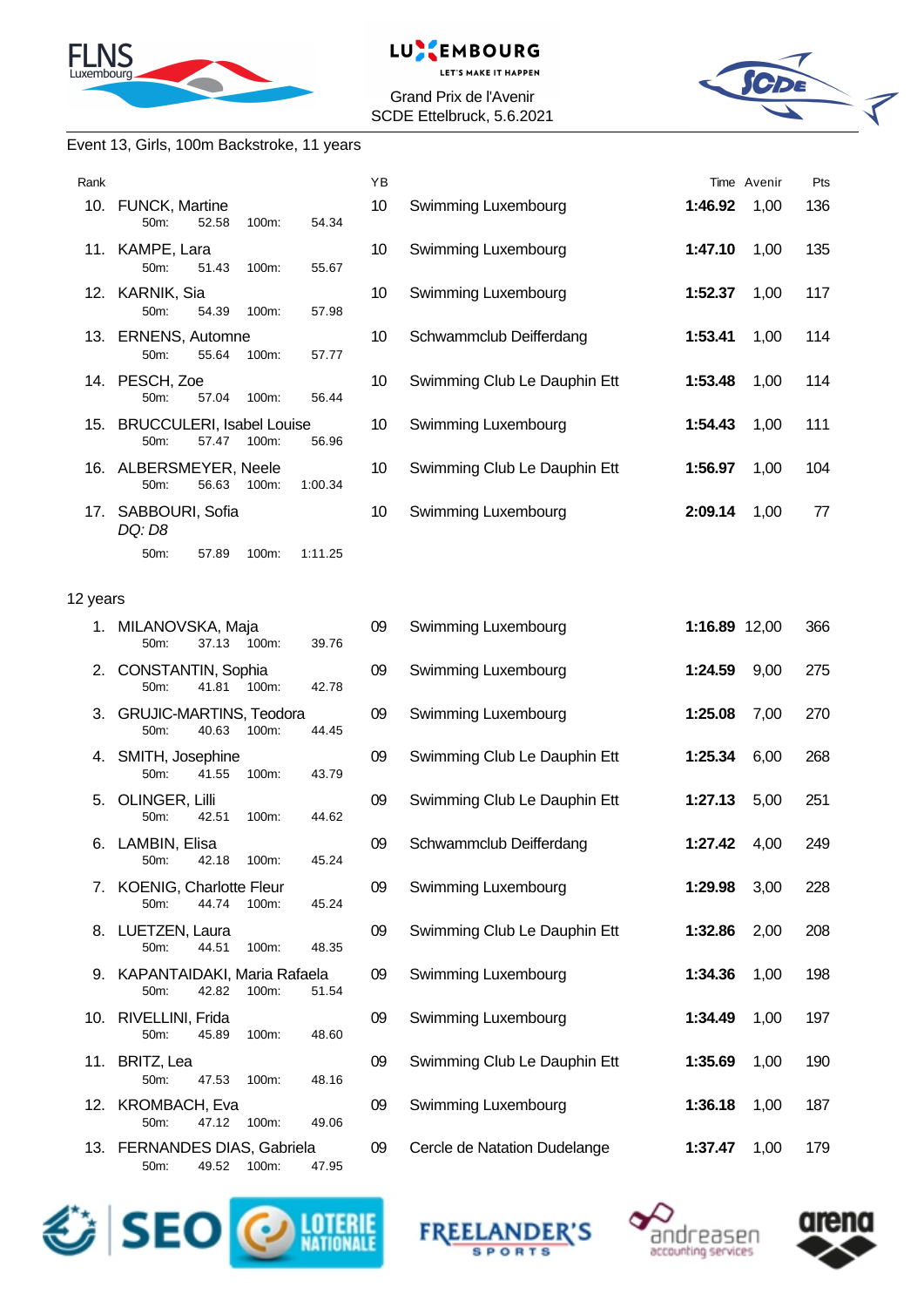Grand Prix de l'Avenir
SCDE Ettelbruck, 5.6.2021

Event 13, Girls, 100m Backstroke, 11 years

| Rank | Name | YB | Club | Time | Avenir | Pts |
|---|---|---|---|---|---|---|
| 10. | FUNCK, Martine<br>50m: 52.58 100m: 54.34 | 10 | Swimming Luxembourg | **1:46.92** | 1,00 | 136 |
| 11. | KAMPE, Lara<br>50m: 51.43 100m: 55.67 | 10 | Swimming Luxembourg | **1:47.10** | 1,00 | 135 |
| 12. | KARNIK, Sia<br>50m: 54.39 100m: 57.98 | 10 | Swimming Luxembourg | **1:52.37** | 1,00 | 117 |
| 13. | ERNENS, Automne<br>50m: 55.64 100m: 57.77 | 10 | Schwammclub Deifferdang | **1:53.41** | 1,00 | 114 |
| 14. | PESCH, Zoe<br>50m: 57.04 100m: 56.44 | 10 | Swimming Club Le Dauphin Ett | **1:53.48** | 1,00 | 114 |
| 15. | BRUCCULERI, Isabel Louise<br>50m: 57.47 100m: 56.96 | 10 | Swimming Luxembourg | **1:54.43** | 1,00 | 111 |
| 16. | ALBERSMEYER, Neele<br>50m: 56.63 100m: 1:00.34 | 10 | Swimming Club Le Dauphin Ett | **1:56.97** | 1,00 | 104 |
| 17. | SABBOURI, Sofia<br>*DQ: D8*<br>50m: 57.89 100m: 1:11.25 | 10 | Swimming Luxembourg | **2:09.14** | 1,00 | 77 |

12 years

| Rank | Name | YB | Club | Time | Avenir | Pts |
|---|---|---|---|---|---|---|
| 1. | MILANOVSKA, Maja<br>50m: 37.13 100m: 39.76 | 09 | Swimming Luxembourg | **1:16.89** | 12,00 | 366 |
| 2. | CONSTANTIN, Sophia<br>50m: 41.81 100m: 42.78 | 09 | Swimming Luxembourg | **1:24.59** | 9,00 | 275 |
| 3. | GRUJIC-MARTINS, Teodora<br>50m: 40.63 100m: 44.45 | 09 | Swimming Luxembourg | **1:25.08** | 7,00 | 270 |
| 4. | SMITH, Josephine<br>50m: 41.55 100m: 43.79 | 09 | Swimming Club Le Dauphin Ett | **1:25.34** | 6,00 | 268 |
| 5. | OLINGER, Lilli<br>50m: 42.51 100m: 44.62 | 09 | Swimming Club Le Dauphin Ett | **1:27.13** | 5,00 | 251 |
| 6. | LAMBIN, Elisa<br>50m: 42.18 100m: 45.24 | 09 | Schwammclub Deifferdang | **1:27.42** | 4,00 | 249 |
| 7. | KOENIG, Charlotte Fleur<br>50m: 44.74 100m: 45.24 | 09 | Swimming Luxembourg | **1:29.98** | 3,00 | 228 |
| 8. | LUETZEN, Laura<br>50m: 44.51 100m: 48.35 | 09 | Swimming Club Le Dauphin Ett | **1:32.86** | 2,00 | 208 |
| 9. | KAPANTAIDAKI, Maria Rafaela<br>50m: 42.82 100m: 51.54 | 09 | Swimming Luxembourg | **1:34.36** | 1,00 | 198 |
| 10. | RIVELLINI, Frida<br>50m: 45.89 100m: 48.60 | 09 | Swimming Luxembourg | **1:34.49** | 1,00 | 197 |
| 11. | BRITZ, Lea<br>50m: 47.53 100m: 48.16 | 09 | Swimming Club Le Dauphin Ett | **1:35.69** | 1,00 | 190 |
| 12. | KROMBACH, Eva<br>50m: 47.12 100m: 49.06 | 09 | Swimming Luxembourg | **1:36.18** | 1,00 | 187 |
| 13. | FERNANDES DIAS, Gabriela<br>50m: 49.52 100m: 47.95 | 09 | Cercle de Natation Dudelange | **1:37.47** | 1,00 | 179 |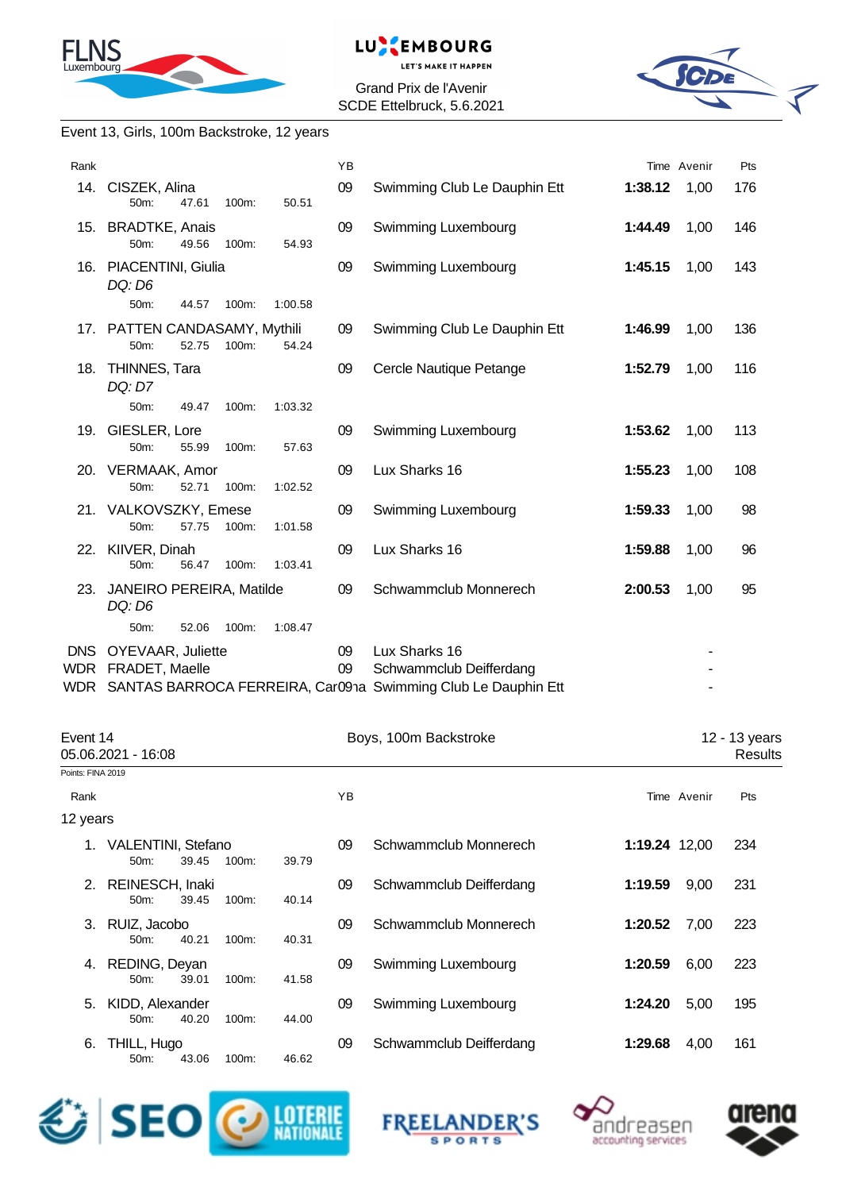Grand Prix de l'Avenir
SCDE Ettelbruck, 5.6.2021

Event 13, Girls, 100m Backstroke, 12 years

| Rank | | YB | | Time | Avenir | Pts |
|---|---|---|---|---|---|---|
| 14. | CISZEK, Alina<br>50m: 47.61 100m: 50.51 | 09 | Swimming Club Le Dauphin Ett | **1:38.12** | 1,00 | 176 |
| 15. | BRADTKE, Anais<br>50m: 49.56 100m: 54.93 | 09 | Swimming Luxembourg | **1:44.49** | 1,00 | 146 |
| 16. | PIACENTINI, Giulia<br>*DQ: D6*<br>50m: 44.57 100m: 1:00.58 | 09 | Swimming Luxembourg | **1:45.15** | 1,00 | 143 |
| 17. | PATTEN CANDASAMY, Mythili<br>50m: 52.75 100m: 54.24 | 09 | Swimming Club Le Dauphin Ett | **1:46.99** | 1,00 | 136 |
| 18. | THINNES, Tara<br>*DQ: D7*<br>50m: 49.47 100m: 1:03.32 | 09 | Cercle Nautique Petange | **1:52.79** | 1,00 | 116 |
| 19. | GIESLER, Lore<br>50m: 55.99 100m: 57.63 | 09 | Swimming Luxembourg | **1:53.62** | 1,00 | 113 |
| 20. | VERMAAK, Amor<br>50m: 52.71 100m: 1:02.52 | 09 | Lux Sharks 16 | **1:55.23** | 1,00 | 108 |
| 21. | VALKOVSZKY, Emese<br>50m: 57.75 100m: 1:01.58 | 09 | Swimming Luxembourg | **1:59.33** | 1,00 | 98 |
| 22. | KIIVER, Dinah<br>50m: 56.47 100m: 1:03.41 | 09 | Lux Sharks 16 | **1:59.88** | 1,00 | 96 |
| 23. | JANEIRO PEREIRA, Matilde<br>*DQ: D6*<br>50m: 52.06 100m: 1:08.47 | 09 | Schwammclub Monnerech | **2:00.53** | 1,00 | 95 |
| DNS | OYEVAAR, Juliette | 09 | Lux Sharks 16 | | - | |
| WDR | FRADET, Maelle | 09 | Schwammclub Deifferdang | | - | |
| WDR | SANTAS BARROCA FERREIRA, Carolina | 09 | Swimming Club Le Dauphin Ett | | - | |

Event 14 — Boys, 100m Backstroke — 12 - 13 years
05.06.2021 - 16:08 — Results

Points: FINA 2019

| Rank | | YB | | Time | Avenir | Pts |
|---|---|---|---|---|---|---|
| **12 years** | | | | | | |
| 1. | VALENTINI, Stefano<br>50m: 39.45 100m: 39.79 | 09 | Schwammclub Monnerech | **1:19.24** | 12,00 | 234 |
| 2. | REINESCH, Inaki<br>50m: 39.45 100m: 40.14 | 09 | Schwammclub Deifferdang | **1:19.59** | 9,00 | 231 |
| 3. | RUIZ, Jacobo<br>50m: 40.21 100m: 40.31 | 09 | Schwammclub Monnerech | **1:20.52** | 7,00 | 223 |
| 4. | REDING, Deyan<br>50m: 39.01 100m: 41.58 | 09 | Swimming Luxembourg | **1:20.59** | 6,00 | 223 |
| 5. | KIDD, Alexander<br>50m: 40.20 100m: 44.00 | 09 | Swimming Luxembourg | **1:24.20** | 5,00 | 195 |
| 6. | THILL, Hugo<br>50m: 43.06 100m: 46.62 | 09 | Schwammclub Deifferdang | **1:29.68** | 4,00 | 161 |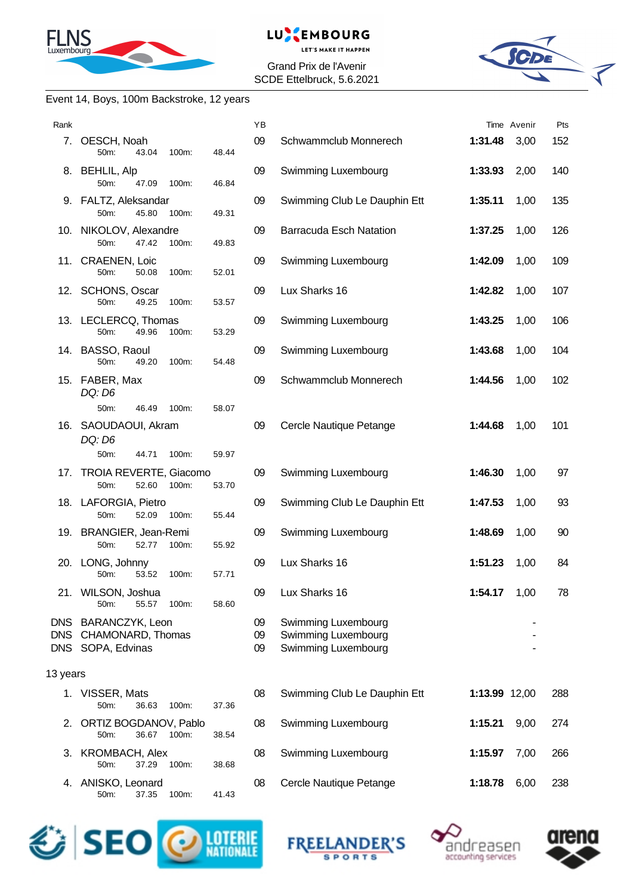Grand Prix de l'Avenir
SCDE Ettelbruck, 5.6.2021

Event 14, Boys, 100m Backstroke, 12 years

| Rank | Name | YB | Club | Time | Avenir | Pts |
|---|---|---|---|---|---|---|
| 7. | OESCH, Noah<br>50m: 43.04 100m: 48.44 | 09 | Schwammclub Monnerech | **1:31.48** | 3,00 | 152 |
| 8. | BEHLIL, Alp<br>50m: 47.09 100m: 46.84 | 09 | Swimming Luxembourg | **1:33.93** | 2,00 | 140 |
| 9. | FALTZ, Aleksandar<br>50m: 45.80 100m: 49.31 | 09 | Swimming Club Le Dauphin Ett | **1:35.11** | 1,00 | 135 |
| 10. | NIKOLOV, Alexandre<br>50m: 47.42 100m: 49.83 | 09 | Barracuda Esch Natation | **1:37.25** | 1,00 | 126 |
| 11. | CRAENEN, Loic<br>50m: 50.08 100m: 52.01 | 09 | Swimming Luxembourg | **1:42.09** | 1,00 | 109 |
| 12. | SCHONS, Oscar<br>50m: 49.25 100m: 53.57 | 09 | Lux Sharks 16 | **1:42.82** | 1,00 | 107 |
| 13. | LECLERCQ, Thomas<br>50m: 49.96 100m: 53.29 | 09 | Swimming Luxembourg | **1:43.25** | 1,00 | 106 |
| 14. | BASSO, Raoul<br>50m: 49.20 100m: 54.48 | 09 | Swimming Luxembourg | **1:43.68** | 1,00 | 104 |
| 15. | FABER, Max<br>*DQ: D6*<br>50m: 46.49 100m: 58.07 | 09 | Schwammclub Monnerech | **1:44.56** | 1,00 | 102 |
| 16. | SAOUDAOUI, Akram<br>*DQ: D6*<br>50m: 44.71 100m: 59.97 | 09 | Cercle Nautique Petange | **1:44.68** | 1,00 | 101 |
| 17. | TROIA REVERTE, Giacomo<br>50m: 52.60 100m: 53.70 | 09 | Swimming Luxembourg | **1:46.30** | 1,00 | 97 |
| 18. | LAFORGIA, Pietro<br>50m: 52.09 100m: 55.44 | 09 | Swimming Club Le Dauphin Ett | **1:47.53** | 1,00 | 93 |
| 19. | BRANGIER, Jean-Remi<br>50m: 52.77 100m: 55.92 | 09 | Swimming Luxembourg | **1:48.69** | 1,00 | 90 |
| 20. | LONG, Johnny<br>50m: 53.52 100m: 57.71 | 09 | Lux Sharks 16 | **1:51.23** | 1,00 | 84 |
| 21. | WILSON, Joshua<br>50m: 55.57 100m: 58.60 | 09 | Lux Sharks 16 | **1:54.17** | 1,00 | 78 |
| DNS | BARANCZYK, Leon | 09 | Swimming Luxembourg | | - | |
| DNS | CHAMONARD, Thomas | 09 | Swimming Luxembourg | | - | |
| DNS | SOPA, Edvinas | 09 | Swimming Luxembourg | | - | |

13 years

| Rank | Name | YB | Club | Time | Avenir | Pts |
|---|---|---|---|---|---|---|
| 1. | VISSER, Mats<br>50m: 36.63 100m: 37.36 | 08 | Swimming Club Le Dauphin Ett | **1:13.99** | 12,00 | 288 |
| 2. | ORTIZ BOGDANOV, Pablo<br>50m: 36.67 100m: 38.54 | 08 | Swimming Luxembourg | **1:15.21** | 9,00 | 274 |
| 3. | KROMBACH, Alex<br>50m: 37.29 100m: 38.68 | 08 | Swimming Luxembourg | **1:15.97** | 7,00 | 266 |
| 4. | ANISKO, Leonard<br>50m: 37.35 100m: 41.43 | 08 | Cercle Nautique Petange | **1:18.78** | 6,00 | 238 |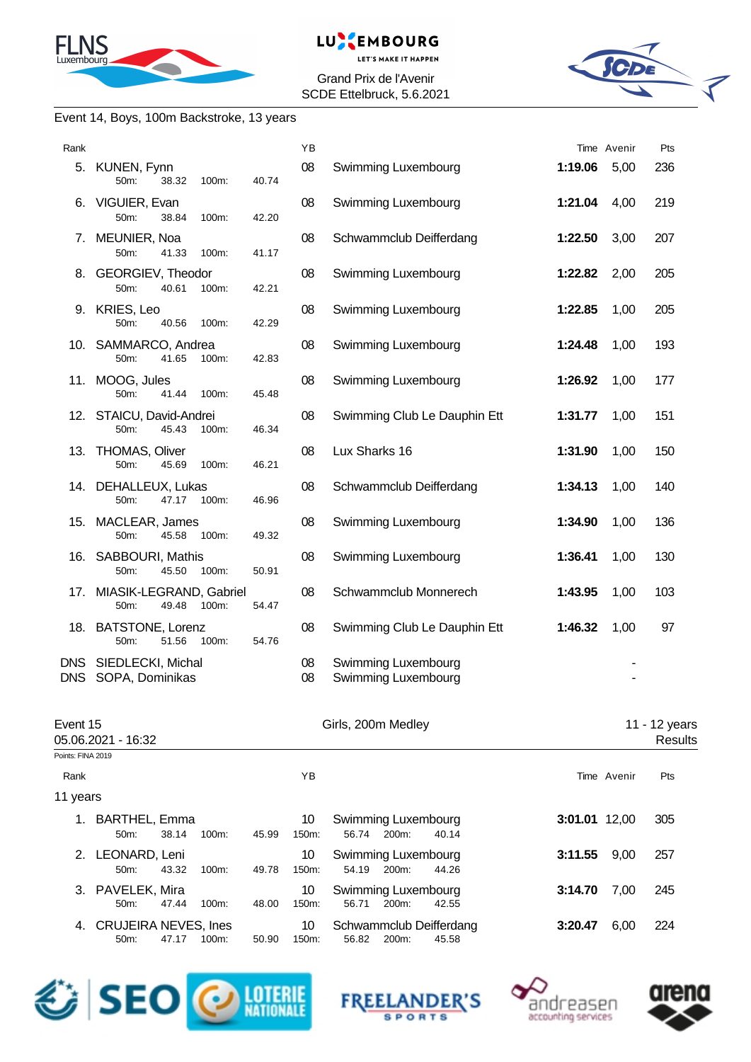Grand Prix de l'Avenir
SCDE Ettelbruck, 5.6.2021

Event 14, Boys, 100m Backstroke, 13 years

| Rank | Name | YB | Club | Time | Avenir | Pts |
|---|---|---|---|---|---|---|
| 5. | KUNEN, Fynn — 50m: 38.32 100m: 40.74 | 08 | Swimming Luxembourg | **1:19.06** | 5,00 | 236 |
| 6. | VIGUIER, Evan — 50m: 38.84 100m: 42.20 | 08 | Swimming Luxembourg | **1:21.04** | 4,00 | 219 |
| 7. | MEUNIER, Noa — 50m: 41.33 100m: 41.17 | 08 | Schwammclub Deifferdang | **1:22.50** | 3,00 | 207 |
| 8. | GEORGIEV, Theodor — 50m: 40.61 100m: 42.21 | 08 | Swimming Luxembourg | **1:22.82** | 2,00 | 205 |
| 9. | KRIES, Leo — 50m: 40.56 100m: 42.29 | 08 | Swimming Luxembourg | **1:22.85** | 1,00 | 205 |
| 10. | SAMMARCO, Andrea — 50m: 41.65 100m: 42.83 | 08 | Swimming Luxembourg | **1:24.48** | 1,00 | 193 |
| 11. | MOOG, Jules — 50m: 41.44 100m: 45.48 | 08 | Swimming Luxembourg | **1:26.92** | 1,00 | 177 |
| 12. | STAICU, David-Andrei — 50m: 45.43 100m: 46.34 | 08 | Swimming Club Le Dauphin Ett | **1:31.77** | 1,00 | 151 |
| 13. | THOMAS, Oliver — 50m: 45.69 100m: 46.21 | 08 | Lux Sharks 16 | **1:31.90** | 1,00 | 150 |
| 14. | DEHALLEUX, Lukas — 50m: 47.17 100m: 46.96 | 08 | Schwammclub Deifferdang | **1:34.13** | 1,00 | 140 |
| 15. | MACLEAR, James — 50m: 45.58 100m: 49.32 | 08 | Swimming Luxembourg | **1:34.90** | 1,00 | 136 |
| 16. | SABBOURI, Mathis — 50m: 45.50 100m: 50.91 | 08 | Swimming Luxembourg | **1:36.41** | 1,00 | 130 |
| 17. | MIASIK-LEGRAND, Gabriel — 50m: 49.48 100m: 54.47 | 08 | Schwammclub Monnerech | **1:43.95** | 1,00 | 103 |
| 18. | BATSTONE, Lorenz — 50m: 51.56 100m: 54.76 | 08 | Swimming Club Le Dauphin Ett | **1:46.32** | 1,00 | 97 |
| DNS | SIEDLECKI, Michal | 08 | Swimming Luxembourg | | - | |
| DNS | SOPA, Dominikas | 08 | Swimming Luxembourg | | - | |

Event 15 — Girls, 200m Medley — 11 - 12 years
05.06.2021 - 16:32 — Results

Points: FINA 2019

**11 years**

| Rank | Name | YB | Club | Time | Avenir | Pts |
|---|---|---|---|---|---|---|
| 1. | BARTHEL, Emma — 50m: 38.14 100m: 45.99 150m: 56.74 200m: 40.14 | 10 | Swimming Luxembourg | **3:01.01** | 12,00 | 305 |
| 2. | LEONARD, Leni — 50m: 43.32 100m: 49.78 150m: 54.19 200m: 44.26 | 10 | Swimming Luxembourg | **3:11.55** | 9,00 | 257 |
| 3. | PAVELEK, Mira — 50m: 47.44 100m: 48.00 150m: 56.71 200m: 42.55 | 10 | Swimming Luxembourg | **3:14.70** | 7,00 | 245 |
| 4. | CRUJEIRA NEVES, Ines — 50m: 47.17 100m: 50.90 150m: 56.82 200m: 45.58 | 10 | Schwammclub Deifferdang | **3:20.47** | 6,00 | 224 |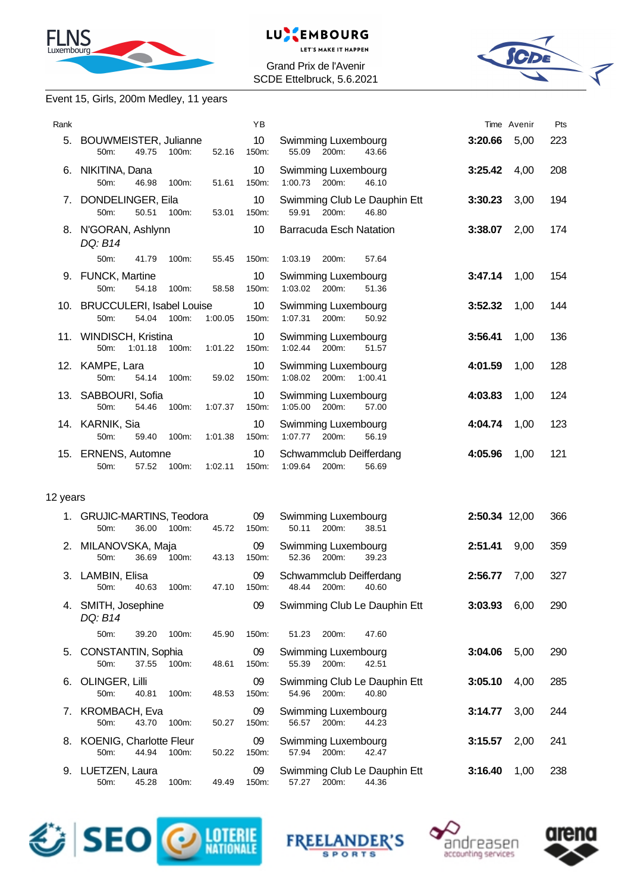Grand Prix de l'Avenir
SCDE Ettelbruck, 5.6.2021

## Event 15, Girls, 200m Medley, 11 years

| Rank | Name | YB | Club | Time | Avenir | Pts |
|---|---|---|---|---|---|---|
| 5. | BOUWMEISTER, Julianne | 10 | Swimming Luxembourg | 3:20.66 | 5,00 | 223 |
| | 50m: 49.75 100m: 52.16 | | 150m: 55.09 200m: 43.66 | | | |
| 6. | NIKITINA, Dana | 10 | Swimming Luxembourg | 3:25.42 | 4,00 | 208 |
| | 50m: 46.98 100m: 51.61 | | 150m: 1:00.73 200m: 46.10 | | | |
| 7. | DONDELINGER, Eila | 10 | Swimming Club Le Dauphin Ett | 3:30.23 | 3,00 | 194 |
| | 50m: 50.51 100m: 53.01 | | 150m: 59.91 200m: 46.80 | | | |
| 8. | N'GORAN, Ashlynn *DQ: B14* | 10 | Barracuda Esch Natation | 3:38.07 | 2,00 | 174 |
| | 50m: 41.79 100m: 55.45 | | 150m: 1:03.19 200m: 57.64 | | | |
| 9. | FUNCK, Martine | 10 | Swimming Luxembourg | 3:47.14 | 1,00 | 154 |
| | 50m: 54.18 100m: 58.58 | | 150m: 1:03.02 200m: 51.36 | | | |
| 10. | BRUCCULERI, Isabel Louise | 10 | Swimming Luxembourg | 3:52.32 | 1,00 | 144 |
| | 50m: 54.04 100m: 1:00.05 | | 150m: 1:07.31 200m: 50.92 | | | |
| 11. | WINDISCH, Kristina | 10 | Swimming Luxembourg | 3:56.41 | 1,00 | 136 |
| | 50m: 1:01.18 100m: 1:01.22 | | 150m: 1:02.44 200m: 51.57 | | | |
| 12. | KAMPE, Lara | 10 | Swimming Luxembourg | 4:01.59 | 1,00 | 128 |
| | 50m: 54.14 100m: 59.02 | | 150m: 1:08.02 200m: 1:00.41 | | | |
| 13. | SABBOURI, Sofia | 10 | Swimming Luxembourg | 4:03.83 | 1,00 | 124 |
| | 50m: 54.46 100m: 1:07.37 | | 150m: 1:05.00 200m: 57.00 | | | |
| 14. | KARNIK, Sia | 10 | Swimming Luxembourg | 4:04.74 | 1,00 | 123 |
| | 50m: 59.40 100m: 1:01.38 | | 150m: 1:07.77 200m: 56.19 | | | |
| 15. | ERNENS, Automne | 10 | Schwammclub Deifferdang | 4:05.96 | 1,00 | 121 |
| | 50m: 57.52 100m: 1:02.11 | | 150m: 1:09.64 200m: 56.69 | | | |

## 12 years

| Rank | Name | YB | Club | Time | Avenir | Pts |
|---|---|---|---|---|---|---|
| 1. | GRUJIC-MARTINS, Teodora | 09 | Swimming Luxembourg | 2:50.34 | 12,00 | 366 |
| | 50m: 36.00 100m: 45.72 | | 150m: 50.11 200m: 38.51 | | | |
| 2. | MILANOVSKA, Maja | 09 | Swimming Luxembourg | 2:51.41 | 9,00 | 359 |
| | 50m: 36.69 100m: 43.13 | | 150m: 52.36 200m: 39.23 | | | |
| 3. | LAMBIN, Elisa | 09 | Schwammclub Deifferdang | 2:56.77 | 7,00 | 327 |
| | 50m: 40.63 100m: 47.10 | | 150m: 48.44 200m: 40.60 | | | |
| 4. | SMITH, Josephine *DQ: B14* | 09 | Swimming Club Le Dauphin Ett | 3:03.93 | 6,00 | 290 |
| | 50m: 39.20 100m: 45.90 | | 150m: 51.23 200m: 47.60 | | | |
| 5. | CONSTANTIN, Sophia | 09 | Swimming Luxembourg | 3:04.06 | 5,00 | 290 |
| | 50m: 37.55 100m: 48.61 | | 150m: 55.39 200m: 42.51 | | | |
| 6. | OLINGER, Lilli | 09 | Swimming Club Le Dauphin Ett | 3:05.10 | 4,00 | 285 |
| | 50m: 40.81 100m: 48.53 | | 150m: 54.96 200m: 40.80 | | | |
| 7. | KROMBACH, Eva | 09 | Swimming Luxembourg | 3:14.77 | 3,00 | 244 |
| | 50m: 43.70 100m: 50.27 | | 150m: 56.57 200m: 44.23 | | | |
| 8. | KOENIG, Charlotte Fleur | 09 | Swimming Luxembourg | 3:15.57 | 2,00 | 241 |
| | 50m: 44.94 100m: 50.22 | | 150m: 57.94 200m: 42.47 | | | |
| 9. | LUETZEN, Laura | 09 | Swimming Club Le Dauphin Ett | 3:16.40 | 1,00 | 238 |
| | 50m: 45.28 100m: 49.49 | | 150m: 57.27 200m: 44.36 | | | |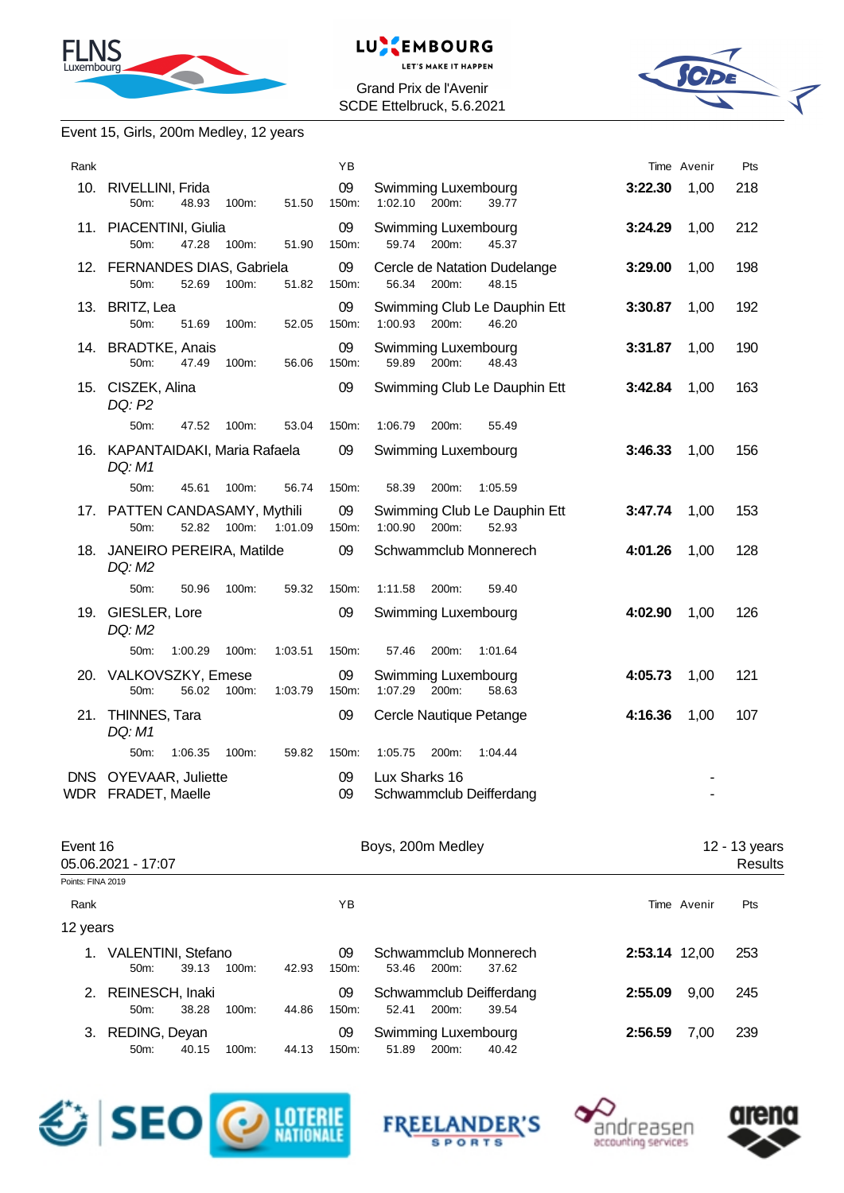Grand Prix de l'Avenir
SCDE Ettelbruck, 5.6.2021

## Event 15, Girls, 200m Medley, 12 years

| Rank | Name | YB | Club | Time | Avenir | Pts |
|---|---|---|---|---|---|---|
| 10. | RIVELLINI, Frida | 09 | Swimming Luxembourg | 3:22.30 | 1,00 | 218 |
| | 50m: 48.93 100m: 51.50 150m: 1:02.10 200m: 39.77 | | | | | |
| 11. | PIACENTINI, Giulia | 09 | Swimming Luxembourg | 3:24.29 | 1,00 | 212 |
| | 50m: 47.28 100m: 51.90 150m: 59.74 200m: 45.37 | | | | | |
| 12. | FERNANDES DIAS, Gabriela | 09 | Cercle de Natation Dudelange | 3:29.00 | 1,00 | 198 |
| | 50m: 52.69 100m: 51.82 150m: 56.34 200m: 48.15 | | | | | |
| 13. | BRITZ, Lea | 09 | Swimming Club Le Dauphin Ett | 3:30.87 | 1,00 | 192 |
| | 50m: 51.69 100m: 52.05 150m: 1:00.93 200m: 46.20 | | | | | |
| 14. | BRADTKE, Anais | 09 | Swimming Luxembourg | 3:31.87 | 1,00 | 190 |
| | 50m: 47.49 100m: 56.06 150m: 59.89 200m: 48.43 | | | | | |
| 15. | CISZEK, Alina *DQ: P2* | 09 | Swimming Club Le Dauphin Ett | 3:42.84 | 1,00 | 163 |
| | 50m: 47.52 100m: 53.04 150m: 1:06.79 200m: 55.49 | | | | | |
| 16. | KAPANTAIDAKI, Maria Rafaela *DQ: M1* | 09 | Swimming Luxembourg | 3:46.33 | 1,00 | 156 |
| | 50m: 45.61 100m: 56.74 150m: 58.39 200m: 1:05.59 | | | | | |
| 17. | PATTEN CANDASAMY, Mythili | 09 | Swimming Club Le Dauphin Ett | 3:47.74 | 1,00 | 153 |
| | 50m: 52.82 100m: 1:01.09 150m: 1:00.90 200m: 52.93 | | | | | |
| 18. | JANEIRO PEREIRA, Matilde *DQ: M2* | 09 | Schwammclub Monnerech | 4:01.26 | 1,00 | 128 |
| | 50m: 50.96 100m: 59.32 150m: 1:11.58 200m: 59.40 | | | | | |
| 19. | GIESLER, Lore *DQ: M2* | 09 | Swimming Luxembourg | 4:02.90 | 1,00 | 126 |
| | 50m: 1:00.29 100m: 1:03.51 150m: 57.46 200m: 1:01.64 | | | | | |
| 20. | VALKOVSZKY, Emese | 09 | Swimming Luxembourg | 4:05.73 | 1,00 | 121 |
| | 50m: 56.02 100m: 1:03.79 150m: 1:07.29 200m: 58.63 | | | | | |
| 21. | THINNES, Tara *DQ: M1* | 09 | Cercle Nautique Petange | 4:16.36 | 1,00 | 107 |
| | 50m: 1:06.35 100m: 59.82 150m: 1:05.75 200m: 1:04.44 | | | | | |
| DNS | OYEVAAR, Juliette | 09 | Lux Sharks 16 | | - | |
| WDR | FRADET, Maelle | 09 | Schwammclub Deifferdang | | - | |

## Event 16 — Boys, 200m Medley — 12 - 13 years

05.06.2021 - 17:07 — Results

Points: FINA 2019

| Rank | Name | YB | Club | Time | Avenir | Pts |
|---|---|---|---|---|---|---|
| **12 years** | | | | | | |
| 1. | VALENTINI, Stefano | 09 | Schwammclub Monnerech | 2:53.14 | 12,00 | 253 |
| | 50m: 39.13 100m: 42.93 150m: 53.46 200m: 37.62 | | | | | |
| 2. | REINESCH, Inaki | 09 | Schwammclub Deifferdang | 2:55.09 | 9,00 | 245 |
| | 50m: 38.28 100m: 44.86 150m: 52.41 200m: 39.54 | | | | | |
| 3. | REDING, Deyan | 09 | Swimming Luxembourg | 2:56.59 | 7,00 | 239 |
| | 50m: 40.15 100m: 44.13 150m: 51.89 200m: 40.42 | | | | | |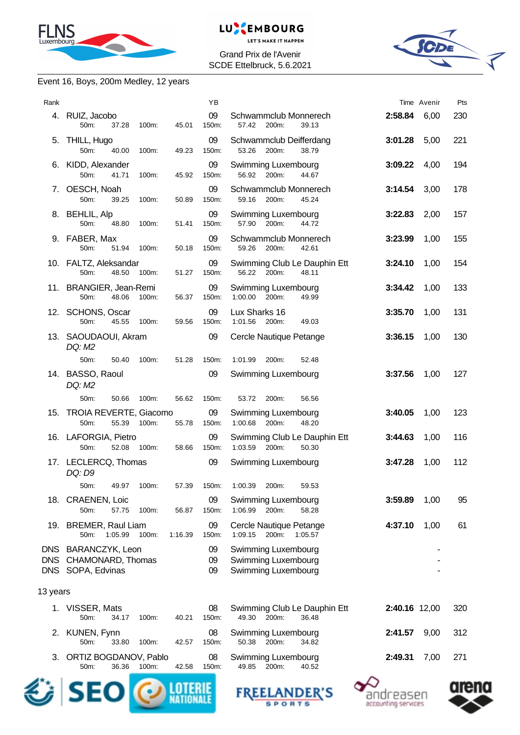Grand Prix de l'Avenir
SCDE Ettelbruck, 5.6.2021

## Event 16, Boys, 200m Medley, 12 years

| Rank | Name | YB | Club | Time | Avenir | Pts |
|---|---|---|---|---|---|---|
| 4. | RUIZ, Jacobo | 09 | Schwammclub Monnerech | 2:58.84 | 6,00 | 230 |
| | 50m: 37.28 100m: 45.01 150m: 57.42 200m: 39.13 | | | | | |
| 5. | THILL, Hugo | 09 | Schwammclub Deifferdang | 3:01.28 | 5,00 | 221 |
| | 50m: 40.00 100m: 49.23 150m: 53.26 200m: 38.79 | | | | | |
| 6. | KIDD, Alexander | 09 | Swimming Luxembourg | 3:09.22 | 4,00 | 194 |
| | 50m: 41.71 100m: 45.92 150m: 56.92 200m: 44.67 | | | | | |
| 7. | OESCH, Noah | 09 | Schwammclub Monnerech | 3:14.54 | 3,00 | 178 |
| | 50m: 39.25 100m: 50.89 150m: 59.16 200m: 45.24 | | | | | |
| 8. | BEHLIL, Alp | 09 | Swimming Luxembourg | 3:22.83 | 2,00 | 157 |
| | 50m: 48.80 100m: 51.41 150m: 57.90 200m: 44.72 | | | | | |
| 9. | FABER, Max | 09 | Schwammclub Monnerech | 3:23.99 | 1,00 | 155 |
| | 50m: 51.94 100m: 50.18 150m: 59.26 200m: 42.61 | | | | | |
| 10. | FALTZ, Aleksandar | 09 | Swimming Club Le Dauphin Ett | 3:24.10 | 1,00 | 154 |
| | 50m: 48.50 100m: 51.27 150m: 56.22 200m: 48.11 | | | | | |
| 11. | BRANGIER, Jean-Remi | 09 | Swimming Luxembourg | 3:34.42 | 1,00 | 133 |
| | 50m: 48.06 100m: 56.37 150m: 1:00.00 200m: 49.99 | | | | | |
| 12. | SCHONS, Oscar | 09 | Lux Sharks 16 | 3:35.70 | 1,00 | 131 |
| | 50m: 45.55 100m: 59.56 150m: 1:01.56 200m: 49.03 | | | | | |
| 13. | SAOUDAOUI, Akram *DQ: M2* | 09 | Cercle Nautique Petange | 3:36.15 | 1,00 | 130 |
| | 50m: 50.40 100m: 51.28 150m: 1:01.99 200m: 52.48 | | | | | |
| 14. | BASSO, Raoul *DQ: M2* | 09 | Swimming Luxembourg | 3:37.56 | 1,00 | 127 |
| | 50m: 50.66 100m: 56.62 150m: 53.72 200m: 56.56 | | | | | |
| 15. | TROIA REVERTE, Giacomo | 09 | Swimming Luxembourg | 3:40.05 | 1,00 | 123 |
| | 50m: 55.39 100m: 55.78 150m: 1:00.68 200m: 48.20 | | | | | |
| 16. | LAFORGIA, Pietro | 09 | Swimming Club Le Dauphin Ett | 3:44.63 | 1,00 | 116 |
| | 50m: 52.08 100m: 58.66 150m: 1:03.59 200m: 50.30 | | | | | |
| 17. | LECLERCQ, Thomas *DQ: D9* | 09 | Swimming Luxembourg | 3:47.28 | 1,00 | 112 |
| | 50m: 49.97 100m: 57.39 150m: 1:00.39 200m: 59.53 | | | | | |
| 18. | CRAENEN, Loic | 09 | Swimming Luxembourg | 3:59.89 | 1,00 | 95 |
| | 50m: 57.75 100m: 56.87 150m: 1:06.99 200m: 58.28 | | | | | |
| 19. | BREMER, Raul Liam | 09 | Cercle Nautique Petange | 4:37.10 | 1,00 | 61 |
| | 50m: 1:05.99 100m: 1:16.39 150m: 1:09.15 200m: 1:05.57 | | | | | |
| DNS | BARANCZYK, Leon | 09 | Swimming Luxembourg | | - | |
| DNS | CHAMONARD, Thomas | 09 | Swimming Luxembourg | | - | |
| DNS | SOPA, Edvinas | 09 | Swimming Luxembourg | | - | |

### 13 years

| Rank | Name | YB | Club | Time | Avenir | Pts |
|---|---|---|---|---|---|---|
| 1. | VISSER, Mats | 08 | Swimming Club Le Dauphin Ett | 2:40.16 | 12,00 | 320 |
| | 50m: 34.17 100m: 40.21 150m: 49.30 200m: 36.48 | | | | | |
| 2. | KUNEN, Fynn | 08 | Swimming Luxembourg | 2:41.57 | 9,00 | 312 |
| | 50m: 33.80 100m: 42.57 150m: 50.38 200m: 34.82 | | | | | |
| 3. | ORTIZ BOGDANOV, Pablo | 08 | Swimming Luxembourg | 2:49.31 | 7,00 | 271 |
| | 50m: 36.36 100m: 42.58 150m: 49.85 200m: 40.52 | | | | | |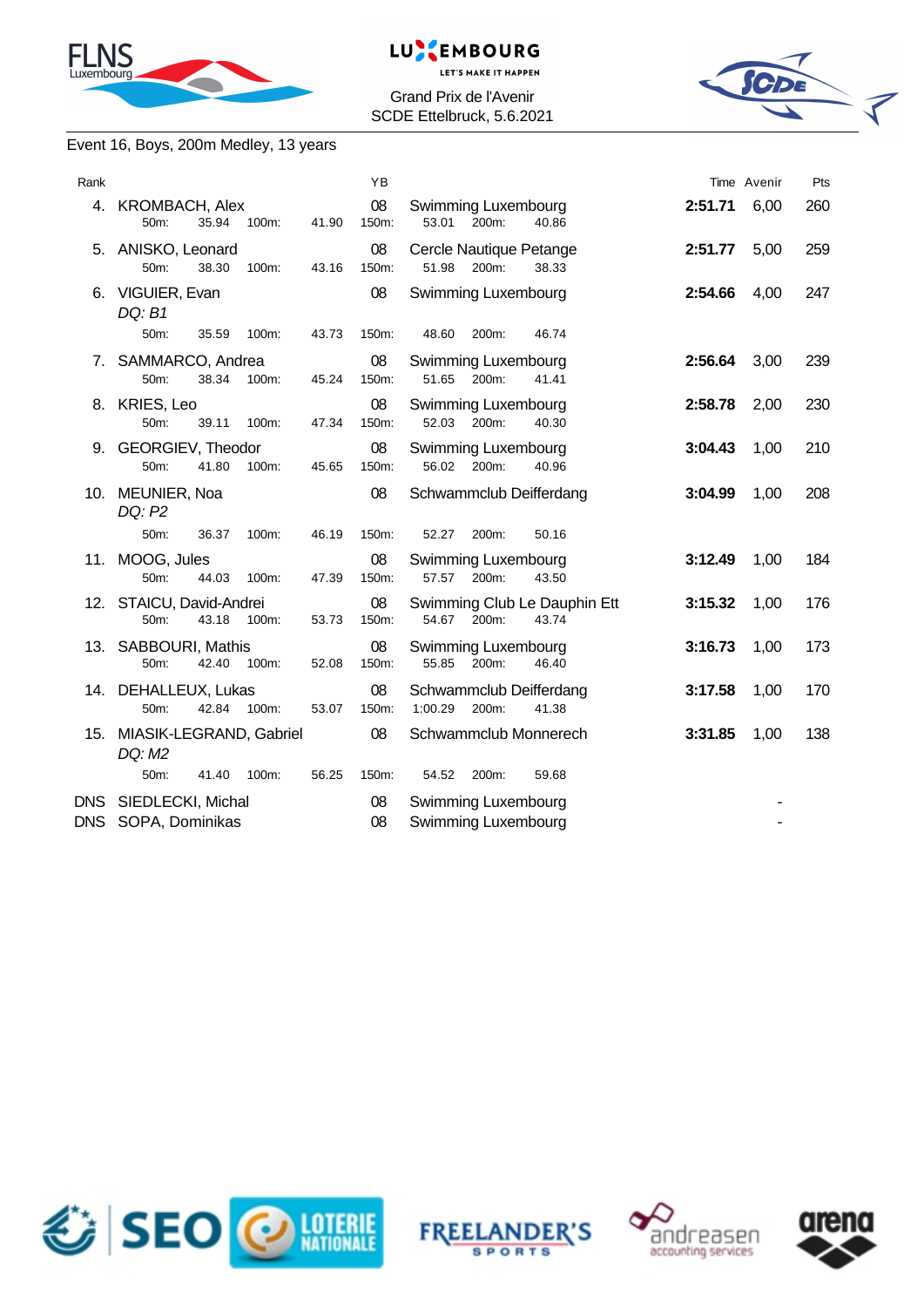Grand Prix de l'Avenir
SCDE Ettelbruck, 5.6.2021

Event 16, Boys, 200m Medley, 13 years

| Rank | Name | YB | Club | Time | Avenir | Pts |
|---|---|---|---|---|---|---|
| 4. | KROMBACH, Alex | 08 | Swimming Luxembourg | 2:51.71 | 6,00 | 260 |
| | 50m: 35.94 100m: 41.90 150m: 53.01 200m: 40.86 | | | | | |
| 5. | ANISKO, Leonard | 08 | Cercle Nautique Petange | 2:51.77 | 5,00 | 259 |
| | 50m: 38.30 100m: 43.16 150m: 51.98 200m: 38.33 | | | | | |
| 6. | VIGUIER, Evan *DQ: B1* | 08 | Swimming Luxembourg | 2:54.66 | 4,00 | 247 |
| | 50m: 35.59 100m: 43.73 150m: 48.60 200m: 46.74 | | | | | |
| 7. | SAMMARCO, Andrea | 08 | Swimming Luxembourg | 2:56.64 | 3,00 | 239 |
| | 50m: 38.34 100m: 45.24 150m: 51.65 200m: 41.41 | | | | | |
| 8. | KRIES, Leo | 08 | Swimming Luxembourg | 2:58.78 | 2,00 | 230 |
| | 50m: 39.11 100m: 47.34 150m: 52.03 200m: 40.30 | | | | | |
| 9. | GEORGIEV, Theodor | 08 | Swimming Luxembourg | 3:04.43 | 1,00 | 210 |
| | 50m: 41.80 100m: 45.65 150m: 56.02 200m: 40.96 | | | | | |
| 10. | MEUNIER, Noa *DQ: P2* | 08 | Schwammclub Deifferdang | 3:04.99 | 1,00 | 208 |
| | 50m: 36.37 100m: 46.19 150m: 52.27 200m: 50.16 | | | | | |
| 11. | MOOG, Jules | 08 | Swimming Luxembourg | 3:12.49 | 1,00 | 184 |
| | 50m: 44.03 100m: 47.39 150m: 57.57 200m: 43.50 | | | | | |
| 12. | STAICU, David-Andrei | 08 | Swimming Club Le Dauphin Ett | 3:15.32 | 1,00 | 176 |
| | 50m: 43.18 100m: 53.73 150m: 54.67 200m: 43.74 | | | | | |
| 13. | SABBOURI, Mathis | 08 | Swimming Luxembourg | 3:16.73 | 1,00 | 173 |
| | 50m: 42.40 100m: 52.08 150m: 55.85 200m: 46.40 | | | | | |
| 14. | DEHALLEUX, Lukas | 08 | Schwammclub Deifferdang | 3:17.58 | 1,00 | 170 |
| | 50m: 42.84 100m: 53.07 150m: 1:00.29 200m: 41.38 | | | | | |
| 15. | MIASIK-LEGRAND, Gabriel *DQ: M2* | 08 | Schwammclub Monnerech | 3:31.85 | 1,00 | 138 |
| | 50m: 41.40 100m: 56.25 150m: 54.52 200m: 59.68 | | | | | |
| DNS | SIEDLECKI, Michal | 08 | Swimming Luxembourg | | - | |
| DNS | SOPA, Dominikas | 08 | Swimming Luxembourg | | - | |